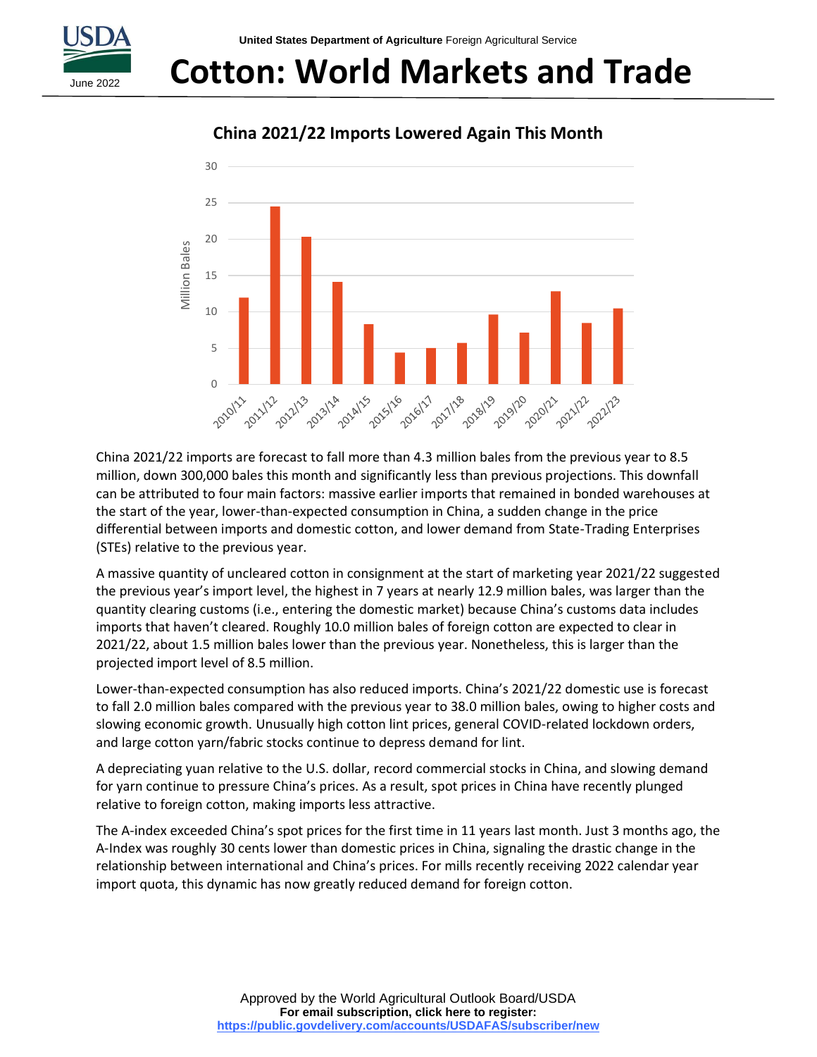United States Department of Agriculture Foreign Agricultural Service

June 2022

# Cotton: World Markets and Trade

## China 2021/22 Imports Lowered Again This Month

China 2021/22 imports are forecast to fall more than 4.3 million bales from the previous year to 8.5 million, down 300,000 bales this month and significantly less than previous projections. This downfall can be attributed to four main factors: massive earlier imports that remained in bonded warehouses at the start of the year, lower-than-expected consumption in China, a sudden change in the price differential between imports and domestic cotton, and lower demand from State-Trading Enterprises (STEs) relative to the previous year.

A massive quantity of uncleared cotton in consignment at the start of marketing year 2021/22 suggested the previous year's import level, the highest in 7 years at nearly 12.9 million bales, was larger than the quantity clearing customs (i.e., entering the domestic market) because China's customs data includes imports that haven't cleared. Roughly 10.0 million bales of foreign cotton are expected to clear in 2021/22, about 1.5 million bales lower than the previous year. Nonetheless, this is larger than the projected import level of 8.5 million.

Lower-than-expected consumption has also reduced imports. China's 2021/22 domestic use is forecast to fall 2.0 million bales compared with the previous year to 38.0 million bales, owing to higher costs and slowing economic growth. Unusually high cotton lint prices, general COVID-related lockdown orders, and large cotton yarn/fabric stocks continue to depress demand for lint.

A depreciating yuan relative to the U.S. dollar, record commercial stocks in China, and slowing demand for yarn continue to pressure China's prices. As a result, spot prices in China have recently plunged relative to foreign cotton, making imports less attractive.

The A-index exceeded China's spot prices for the first time in 11 years last month. Just 3 months ago, the A-Index was roughly 30 cents lower than domestic prices in China, signaling the drastic change in the relationship between international and China's prices. For mills recently receiving 2022 calendar year import quota, this dynamic has now greatly reduced demand for foreign cotton.

Approved by the World Agricultural Outlook Board/USDA
**For email subscription, click here to register:**
https://public.govdelivery.com/accounts/USDAFAS/subscriber/new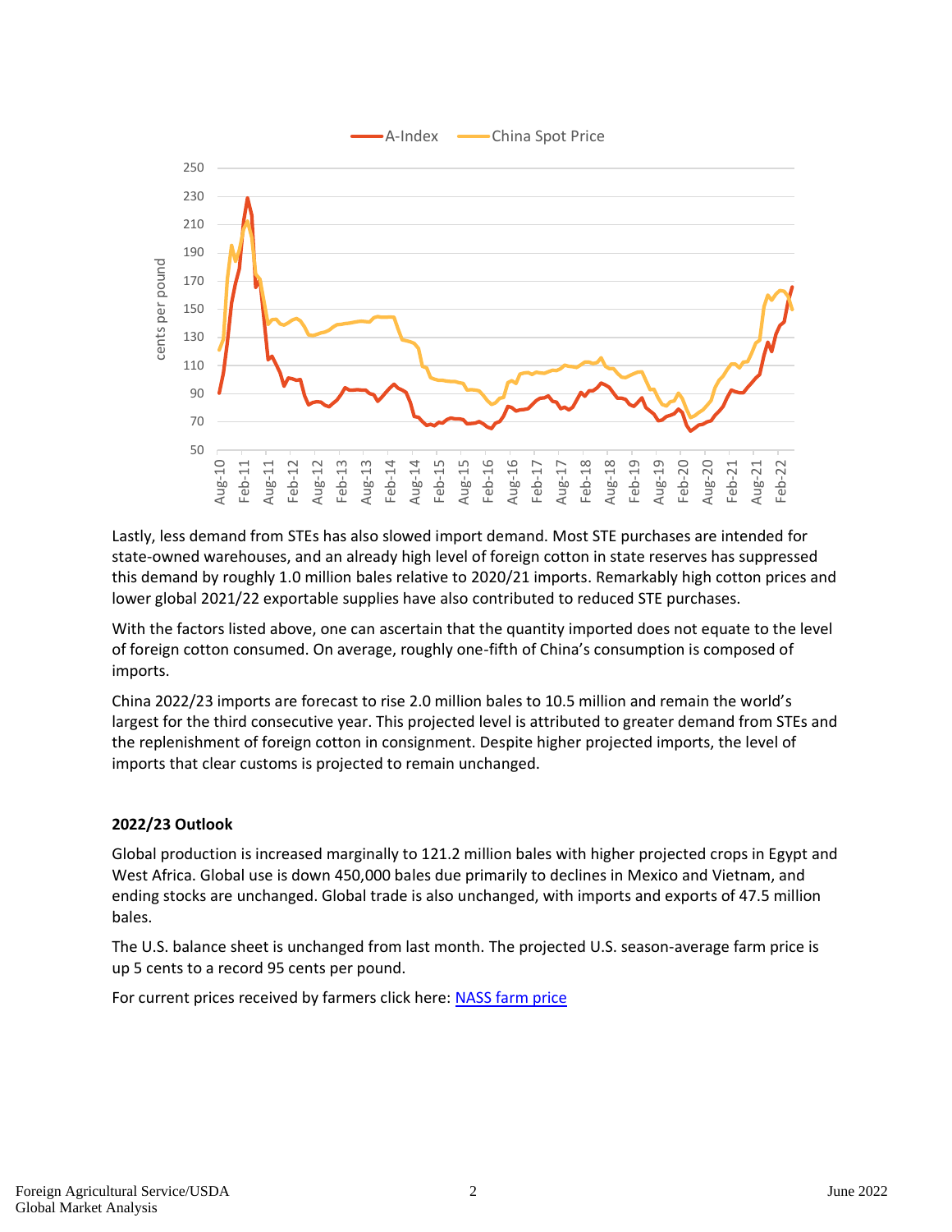Lastly, less demand from STEs has also slowed import demand. Most STE purchases are intended for state-owned warehouses, and an already high level of foreign cotton in state reserves has suppressed this demand by roughly 1.0 million bales relative to 2020/21 imports. Remarkably high cotton prices and lower global 2021/22 exportable supplies have also contributed to reduced STE purchases.

With the factors listed above, one can ascertain that the quantity imported does not equate to the level of foreign cotton consumed. On average, roughly one-fifth of China's consumption is composed of imports.

China 2022/23 imports are forecast to rise 2.0 million bales to 10.5 million and remain the world's largest for the third consecutive year. This projected level is attributed to greater demand from STEs and the replenishment of foreign cotton in consignment. Despite higher projected imports, the level of imports that clear customs is projected to remain unchanged.

**2022/23 Outlook**

Global production is increased marginally to 121.2 million bales with higher projected crops in Egypt and West Africa. Global use is down 450,000 bales due primarily to declines in Mexico and Vietnam, and ending stocks are unchanged. Global trade is also unchanged, with imports and exports of 47.5 million bales.

The U.S. balance sheet is unchanged from last month. The projected U.S. season-average farm price is up 5 cents to a record 95 cents per pound.

For current prices received by farmers click here: [NASS farm price]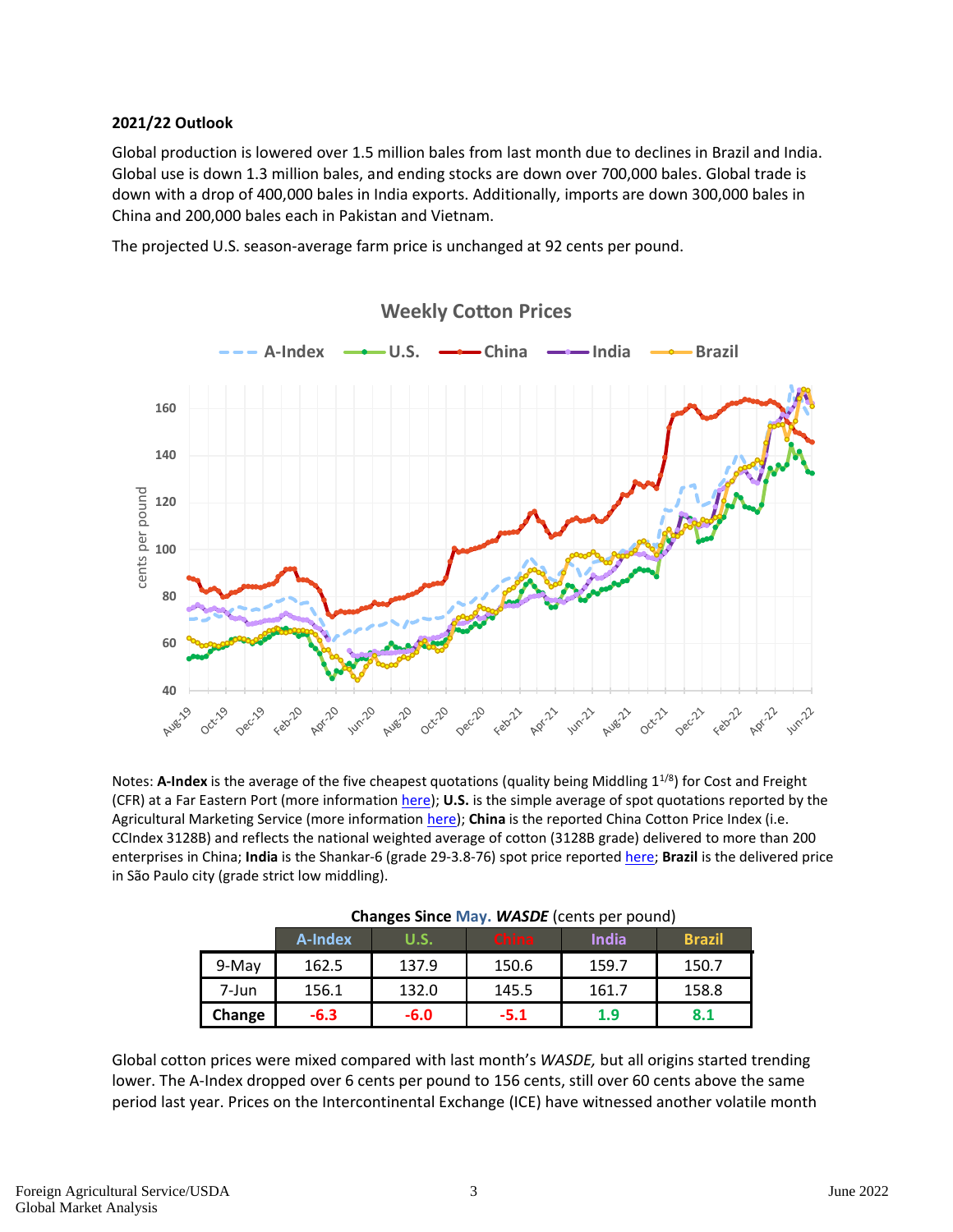**2021/22 Outlook**

Global production is lowered over 1.5 million bales from last month due to declines in Brazil and India. Global use is down 1.3 million bales, and ending stocks are down over 700,000 bales. Global trade is down with a drop of 400,000 bales in India exports. Additionally, imports are down 300,000 bales in China and 200,000 bales each in Pakistan and Vietnam.

The projected U.S. season-average farm price is unchanged at 92 cents per pound.

Notes: **A-Index** is the average of the five cheapest quotations (quality being Middling 1[1/8]) for Cost and Freight (CFR) at a Far Eastern Port (more information here); **U.S.** is the simple average of spot quotations reported by the Agricultural Marketing Service (more information here); **China** is the reported China Cotton Price Index (i.e. CCIndex 3128B) and reflects the national weighted average of cotton (3128B grade) delivered to more than 200 enterprises in China; **India** is the Shankar-6 (grade 29-3.8-76) spot price reported here; **Brazil** is the delivered price in São Paulo city (grade strict low middling).

**Changes Since May. *WASDE*** (cents per pound)

| | A-Index | U.S. | China | India | Brazil |
|---|---|---|---|---|---|
| 9-May | 162.5 | 137.9 | 150.6 | 159.7 | 150.7 |
| 7-Jun | 156.1 | 132.0 | 145.5 | 161.7 | 158.8 |
| **Change** | -6.3 | -6.0 | -5.1 | 1.9 | 8.1 |

Global cotton prices were mixed compared with last month's *WASDE,* but all origins started trending lower. The A-Index dropped over 6 cents per pound to 156 cents, still over 60 cents above the same period last year. Prices on the Intercontinental Exchange (ICE) have witnessed another volatile month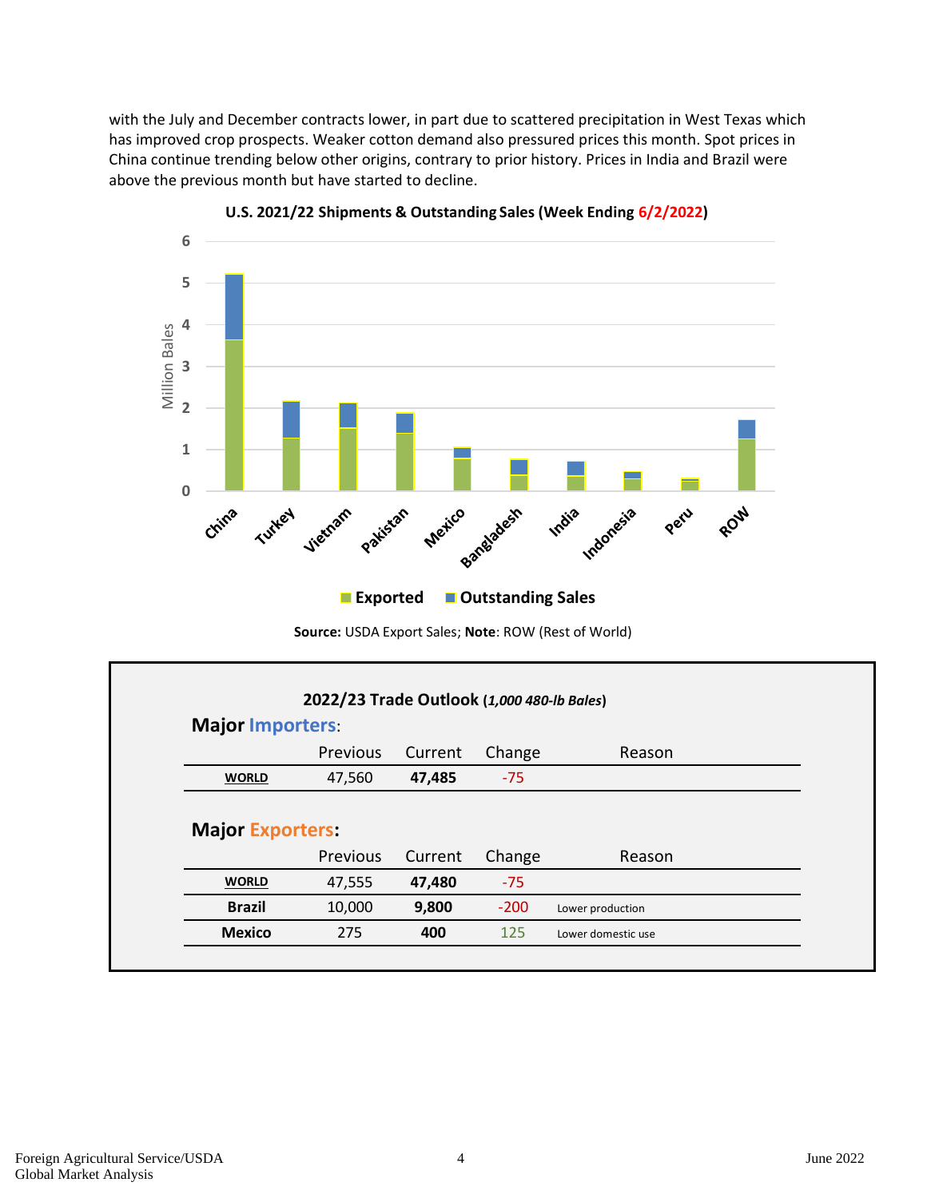with the July and December contracts lower, in part due to scattered precipitation in West Texas which has improved crop prospects. Weaker cotton demand also pressured prices this month. Spot prices in China continue trending below other origins, contrary to prior history. Prices in India and Brazil were above the previous month but have started to decline.

**U.S. 2021/22 Shipments & Outstanding Sales (Week Ending 6/2/2022)**

**Source:** USDA Export Sales; **Note**: ROW (Rest of World)

**2022/23 Trade Outlook (*1,000 480-lb Bales*)**

**Major Importers:**

| | Previous | Current | Change | Reason |
|---|---|---|---|---|
| **WORLD** | 47,560 | **47,485** | -75 | |

**Major Exporters:**

| | Previous | Current | Change | Reason |
|---|---|---|---|---|
| **WORLD** | 47,555 | **47,480** | -75 | |
| **Brazil** | 10,000 | **9,800** | -200 | Lower production |
| **Mexico** | 275 | **400** | 125 | Lower domestic use |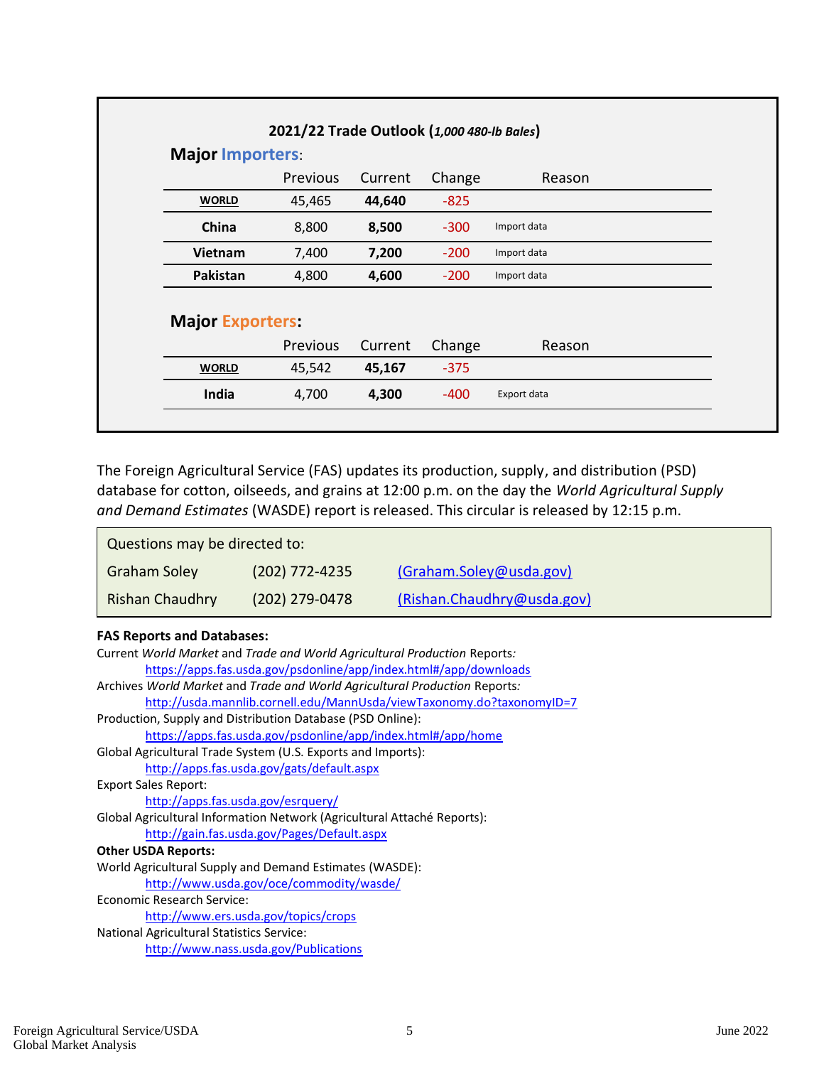## 2021/22 Trade Outlook (*1,000 480-lb Bales*)

### Major Importers:

| | Previous | Current | Change | Reason |
|---|---|---|---|---|
| **WORLD** | 45,465 | **44,640** | -825 | |
| **China** | 8,800 | **8,500** | -300 | Import data |
| **Vietnam** | 7,400 | **7,200** | -200 | Import data |
| **Pakistan** | 4,800 | **4,600** | -200 | Import data |

### Major Exporters:

| | Previous | Current | Change | Reason |
|---|---|---|---|---|
| **WORLD** | 45,542 | **45,167** | -375 | |
| **India** | 4,700 | **4,300** | -400 | Export data |

The Foreign Agricultural Service (FAS) updates its production, supply, and distribution (PSD) database for cotton, oilseeds, and grains at 12:00 p.m. on the day the *World Agricultural Supply and Demand Estimates* (WASDE) report is released. This circular is released by 12:15 p.m.

| Questions may be directed to: | | |
|---|---|---|
| Graham Soley | (202) 772-4235 | (Graham.Soley@usda.gov) |
| Rishan Chaudhry | (202) 279-0478 | (Rishan.Chaudhry@usda.gov) |

**FAS Reports and Databases:**

Current *World Market* and *Trade and World Agricultural Production* Reports*:*
https://apps.fas.usda.gov/psdonline/app/index.html#/app/downloads

Archives *World Market* and *Trade and World Agricultural Production* Reports*:*
http://usda.mannlib.cornell.edu/MannUsda/viewTaxonomy.do?taxonomyID=7

Production, Supply and Distribution Database (PSD Online):
https://apps.fas.usda.gov/psdonline/app/index.html#/app/home

Global Agricultural Trade System (U.S. Exports and Imports):
http://apps.fas.usda.gov/gats/default.aspx

Export Sales Report:
http://apps.fas.usda.gov/esrquery/

Global Agricultural Information Network (Agricultural Attaché Reports):
http://gain.fas.usda.gov/Pages/Default.aspx

**Other USDA Reports:**

World Agricultural Supply and Demand Estimates (WASDE):
http://www.usda.gov/oce/commodity/wasde/

Economic Research Service:
http://www.ers.usda.gov/topics/crops

National Agricultural Statistics Service:
http://www.nass.usda.gov/Publications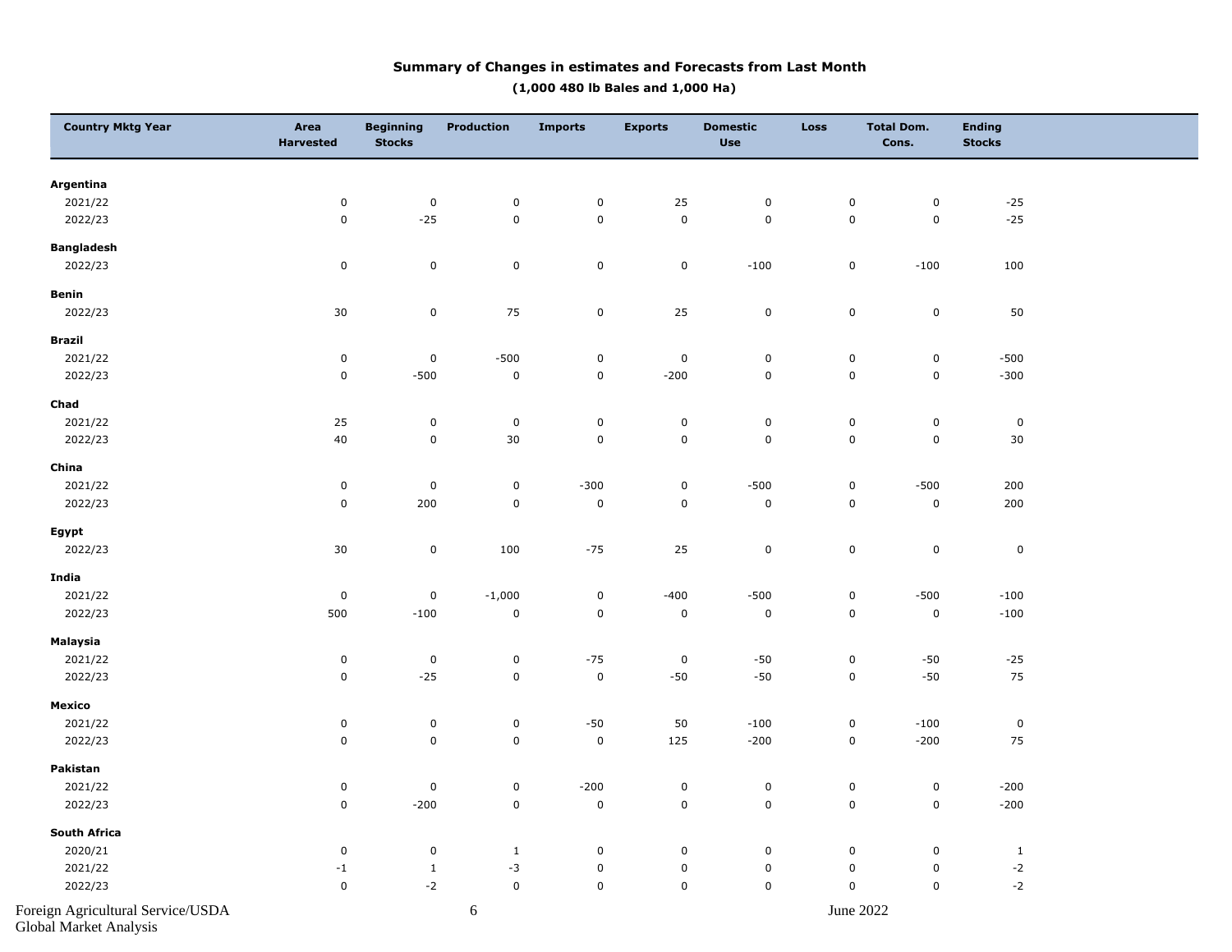## Summary of Changes in estimates and Forecasts from Last Month

**(1,000 480 lb Bales and 1,000 Ha)**

| Country Mktg Year | Area Harvested | Beginning Stocks | Production | Imports | Exports | Domestic Use | Loss | Total Dom. Cons. | Ending Stocks |
|---|---|---|---|---|---|---|---|---|---|
| **Argentina** | | | | | | | | | |
| 2021/22 | 0 | 0 | 0 | 0 | 25 | 0 | 0 | 0 | -25 |
| 2022/23 | 0 | -25 | 0 | 0 | 0 | 0 | 0 | 0 | -25 |
| **Bangladesh** | | | | | | | | | |
| 2022/23 | 0 | 0 | 0 | 0 | 0 | -100 | 0 | -100 | 100 |
| **Benin** | | | | | | | | | |
| 2022/23 | 30 | 0 | 75 | 0 | 25 | 0 | 0 | 0 | 50 |
| **Brazil** | | | | | | | | | |
| 2021/22 | 0 | 0 | -500 | 0 | 0 | 0 | 0 | 0 | -500 |
| 2022/23 | 0 | -500 | 0 | 0 | -200 | 0 | 0 | 0 | -300 |
| **Chad** | | | | | | | | | |
| 2021/22 | 25 | 0 | 0 | 0 | 0 | 0 | 0 | 0 | 0 |
| 2022/23 | 40 | 0 | 30 | 0 | 0 | 0 | 0 | 0 | 30 |
| **China** | | | | | | | | | |
| 2021/22 | 0 | 0 | 0 | -300 | 0 | -500 | 0 | -500 | 200 |
| 2022/23 | 0 | 200 | 0 | 0 | 0 | 0 | 0 | 0 | 200 |
| **Egypt** | | | | | | | | | |
| 2022/23 | 30 | 0 | 100 | -75 | 25 | 0 | 0 | 0 | 0 |
| **India** | | | | | | | | | |
| 2021/22 | 0 | 0 | -1,000 | 0 | -400 | -500 | 0 | -500 | -100 |
| 2022/23 | 500 | -100 | 0 | 0 | 0 | 0 | 0 | 0 | -100 |
| **Malaysia** | | | | | | | | | |
| 2021/22 | 0 | 0 | 0 | -75 | 0 | -50 | 0 | -50 | -25 |
| 2022/23 | 0 | -25 | 0 | 0 | -50 | -50 | 0 | -50 | 75 |
| **Mexico** | | | | | | | | | |
| 2021/22 | 0 | 0 | 0 | -50 | 50 | -100 | 0 | -100 | 0 |
| 2022/23 | 0 | 0 | 0 | 0 | 125 | -200 | 0 | -200 | 75 |
| **Pakistan** | | | | | | | | | |
| 2021/22 | 0 | 0 | 0 | -200 | 0 | 0 | 0 | 0 | -200 |
| 2022/23 | 0 | -200 | 0 | 0 | 0 | 0 | 0 | 0 | -200 |
| **South Africa** | | | | | | | | | |
| 2020/21 | 0 | 0 | 1 | 0 | 0 | 0 | 0 | 0 | 1 |
| 2021/22 | -1 | 1 | -3 | 0 | 0 | 0 | 0 | 0 | -2 |
| 2022/23 | 0 | -2 | 0 | 0 | 0 | 0 | 0 | 0 | -2 |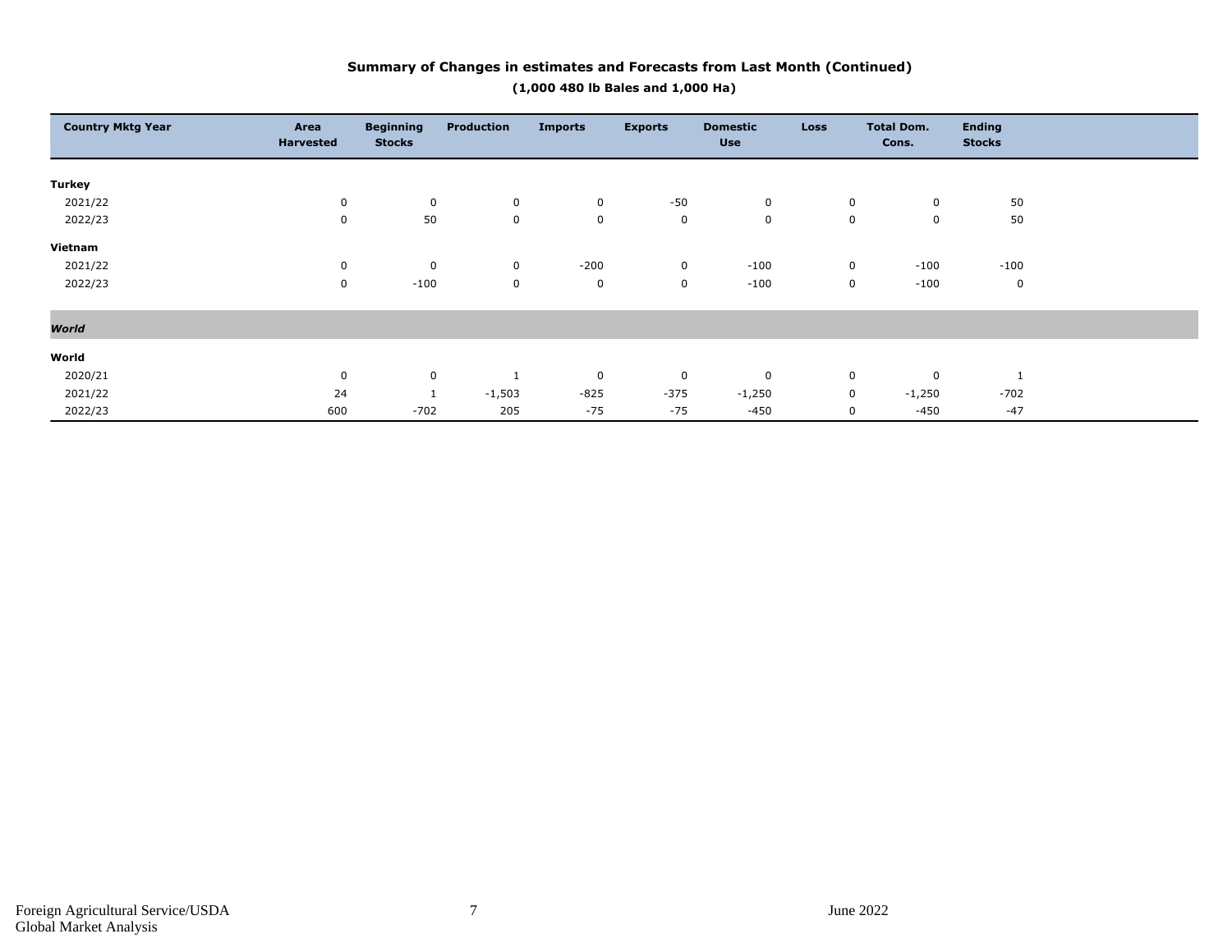## Summary of Changes in estimates and Forecasts from Last Month (Continued)

**(1,000 480 lb Bales and 1,000 Ha)**

| Country Mktg Year | Area Harvested | Beginning Stocks | Production | Imports | Exports | Domestic Use | Loss | Total Dom. Cons. | Ending Stocks |
|---|---|---|---|---|---|---|---|---|---|
| **Turkey** | | | | | | | | | |
| 2021/22 | 0 | 0 | 0 | 0 | -50 | 0 | 0 | 0 | 50 |
| 2022/23 | 0 | 50 | 0 | 0 | 0 | 0 | 0 | 0 | 50 |
| **Vietnam** | | | | | | | | | |
| 2021/22 | 0 | 0 | 0 | -200 | 0 | -100 | 0 | -100 | -100 |
| 2022/23 | 0 | -100 | 0 | 0 | 0 | -100 | 0 | -100 | 0 |
| ***World*** | | | | | | | | | |
| **World** | | | | | | | | | |
| 2020/21 | 0 | 0 | 1 | 0 | 0 | 0 | 0 | 0 | 1 |
| 2021/22 | 24 | 1 | -1,503 | -825 | -375 | -1,250 | 0 | -1,250 | -702 |
| 2022/23 | 600 | -702 | 205 | -75 | -75 | -450 | 0 | -450 | -47 |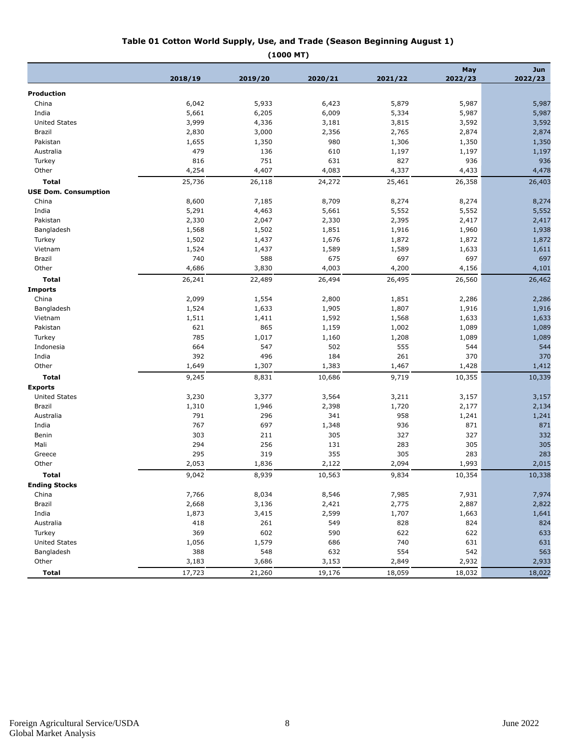### Table 01 Cotton World Supply, Use, and Trade (Season Beginning August 1)

**(1000 MT)**

| | 2018/19 | 2019/20 | 2020/21 | 2021/22 | May 2022/23 | Jun 2022/23 |
|---|---|---|---|---|---|---|
| **Production** | | | | | | |
| China | 6,042 | 5,933 | 6,423 | 5,879 | 5,987 | 5,987 |
| India | 5,661 | 6,205 | 6,009 | 5,334 | 5,987 | 5,987 |
| United States | 3,999 | 4,336 | 3,181 | 3,815 | 3,592 | 3,592 |
| Brazil | 2,830 | 3,000 | 2,356 | 2,765 | 2,874 | 2,874 |
| Pakistan | 1,655 | 1,350 | 980 | 1,306 | 1,350 | 1,350 |
| Australia | 479 | 136 | 610 | 1,197 | 1,197 | 1,197 |
| Turkey | 816 | 751 | 631 | 827 | 936 | 936 |
| Other | 4,254 | 4,407 | 4,083 | 4,337 | 4,433 | 4,478 |
| **Total** | 25,736 | 26,118 | 24,272 | 25,461 | 26,358 | 26,403 |
| **USE Dom. Consumption** | | | | | | |
| China | 8,600 | 7,185 | 8,709 | 8,274 | 8,274 | 8,274 |
| India | 5,291 | 4,463 | 5,661 | 5,552 | 5,552 | 5,552 |
| Pakistan | 2,330 | 2,047 | 2,330 | 2,395 | 2,417 | 2,417 |
| Bangladesh | 1,568 | 1,502 | 1,851 | 1,916 | 1,960 | 1,938 |
| Turkey | 1,502 | 1,437 | 1,676 | 1,872 | 1,872 | 1,872 |
| Vietnam | 1,524 | 1,437 | 1,589 | 1,589 | 1,633 | 1,611 |
| Brazil | 740 | 588 | 675 | 697 | 697 | 697 |
| Other | 4,686 | 3,830 | 4,003 | 4,200 | 4,156 | 4,101 |
| **Total** | 26,241 | 22,489 | 26,494 | 26,495 | 26,560 | 26,462 |
| **Imports** | | | | | | |
| China | 2,099 | 1,554 | 2,800 | 1,851 | 2,286 | 2,286 |
| Bangladesh | 1,524 | 1,633 | 1,905 | 1,807 | 1,916 | 1,916 |
| Vietnam | 1,511 | 1,411 | 1,592 | 1,568 | 1,633 | 1,633 |
| Pakistan | 621 | 865 | 1,159 | 1,002 | 1,089 | 1,089 |
| Turkey | 785 | 1,017 | 1,160 | 1,208 | 1,089 | 1,089 |
| Indonesia | 664 | 547 | 502 | 555 | 544 | 544 |
| India | 392 | 496 | 184 | 261 | 370 | 370 |
| Other | 1,649 | 1,307 | 1,383 | 1,467 | 1,428 | 1,412 |
| **Total** | 9,245 | 8,831 | 10,686 | 9,719 | 10,355 | 10,339 |
| **Exports** | | | | | | |
| United States | 3,230 | 3,377 | 3,564 | 3,211 | 3,157 | 3,157 |
| Brazil | 1,310 | 1,946 | 2,398 | 1,720 | 2,177 | 2,134 |
| Australia | 791 | 296 | 341 | 958 | 1,241 | 1,241 |
| India | 767 | 697 | 1,348 | 936 | 871 | 871 |
| Benin | 303 | 211 | 305 | 327 | 327 | 332 |
| Mali | 294 | 256 | 131 | 283 | 305 | 305 |
| Greece | 295 | 319 | 355 | 305 | 283 | 283 |
| Other | 2,053 | 1,836 | 2,122 | 2,094 | 1,993 | 2,015 |
| **Total** | 9,042 | 8,939 | 10,563 | 9,834 | 10,354 | 10,338 |
| **Ending Stocks** | | | | | | |
| China | 7,766 | 8,034 | 8,546 | 7,985 | 7,931 | 7,974 |
| Brazil | 2,668 | 3,136 | 2,421 | 2,775 | 2,887 | 2,822 |
| India | 1,873 | 3,415 | 2,599 | 1,707 | 1,663 | 1,641 |
| Australia | 418 | 261 | 549 | 828 | 824 | 824 |
| Turkey | 369 | 602 | 590 | 622 | 622 | 633 |
| United States | 1,056 | 1,579 | 686 | 740 | 631 | 631 |
| Bangladesh | 388 | 548 | 632 | 554 | 542 | 563 |
| Other | 3,183 | 3,686 | 3,153 | 2,849 | 2,932 | 2,933 |
| **Total** | 17,723 | 21,260 | 19,176 | 18,059 | 18,032 | 18,022 |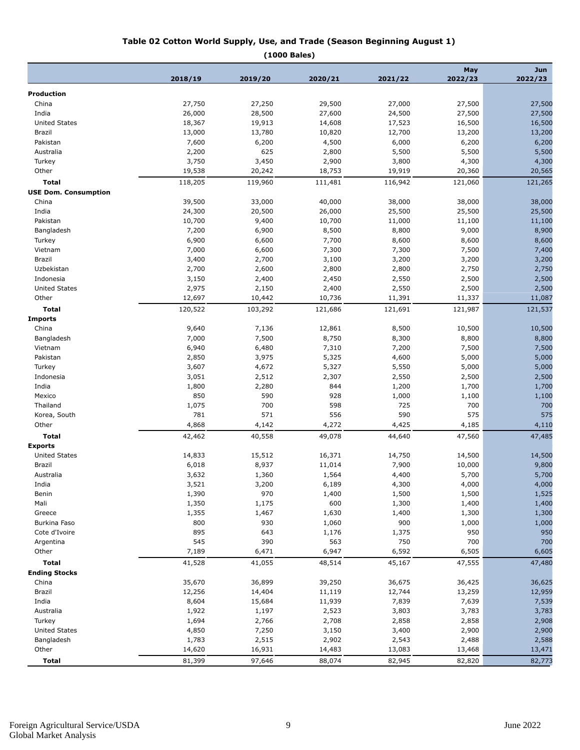# Table 02 Cotton World Supply, Use, and Trade (Season Beginning August 1)

**(1000 Bales)**

| | 2018/19 | 2019/20 | 2020/21 | 2021/22 | May 2022/23 | Jun 2022/23 |
|---|---|---|---|---|---|---|
| **Production** | | | | | | |
| China | 27,750 | 27,250 | 29,500 | 27,000 | 27,500 | 27,500 |
| India | 26,000 | 28,500 | 27,600 | 24,500 | 27,500 | 27,500 |
| United States | 18,367 | 19,913 | 14,608 | 17,523 | 16,500 | 16,500 |
| Brazil | 13,000 | 13,780 | 10,820 | 12,700 | 13,200 | 13,200 |
| Pakistan | 7,600 | 6,200 | 4,500 | 6,000 | 6,200 | 6,200 |
| Australia | 2,200 | 625 | 2,800 | 5,500 | 5,500 | 5,500 |
| Turkey | 3,750 | 3,450 | 2,900 | 3,800 | 4,300 | 4,300 |
| Other | 19,538 | 20,242 | 18,753 | 19,919 | 20,360 | 20,565 |
| **Total** | 118,205 | 119,960 | 111,481 | 116,942 | 121,060 | 121,265 |
| **USE Dom. Consumption** | | | | | | |
| China | 39,500 | 33,000 | 40,000 | 38,000 | 38,000 | 38,000 |
| India | 24,300 | 20,500 | 26,000 | 25,500 | 25,500 | 25,500 |
| Pakistan | 10,700 | 9,400 | 10,700 | 11,000 | 11,100 | 11,100 |
| Bangladesh | 7,200 | 6,900 | 8,500 | 8,800 | 9,000 | 8,900 |
| Turkey | 6,900 | 6,600 | 7,700 | 8,600 | 8,600 | 8,600 |
| Vietnam | 7,000 | 6,600 | 7,300 | 7,300 | 7,500 | 7,400 |
| Brazil | 3,400 | 2,700 | 3,100 | 3,200 | 3,200 | 3,200 |
| Uzbekistan | 2,700 | 2,600 | 2,800 | 2,800 | 2,750 | 2,750 |
| Indonesia | 3,150 | 2,400 | 2,450 | 2,550 | 2,500 | 2,500 |
| United States | 2,975 | 2,150 | 2,400 | 2,550 | 2,500 | 2,500 |
| Other | 12,697 | 10,442 | 10,736 | 11,391 | 11,337 | 11,087 |
| **Total** | 120,522 | 103,292 | 121,686 | 121,691 | 121,987 | 121,537 |
| **Imports** | | | | | | |
| China | 9,640 | 7,136 | 12,861 | 8,500 | 10,500 | 10,500 |
| Bangladesh | 7,000 | 7,500 | 8,750 | 8,300 | 8,800 | 8,800 |
| Vietnam | 6,940 | 6,480 | 7,310 | 7,200 | 7,500 | 7,500 |
| Pakistan | 2,850 | 3,975 | 5,325 | 4,600 | 5,000 | 5,000 |
| Turkey | 3,607 | 4,672 | 5,327 | 5,550 | 5,000 | 5,000 |
| Indonesia | 3,051 | 2,512 | 2,307 | 2,550 | 2,500 | 2,500 |
| India | 1,800 | 2,280 | 844 | 1,200 | 1,700 | 1,700 |
| Mexico | 850 | 590 | 928 | 1,000 | 1,100 | 1,100 |
| Thailand | 1,075 | 700 | 598 | 725 | 700 | 700 |
| Korea, South | 781 | 571 | 556 | 590 | 575 | 575 |
| Other | 4,868 | 4,142 | 4,272 | 4,425 | 4,185 | 4,110 |
| **Total** | 42,462 | 40,558 | 49,078 | 44,640 | 47,560 | 47,485 |
| **Exports** | | | | | | |
| United States | 14,833 | 15,512 | 16,371 | 14,750 | 14,500 | 14,500 |
| Brazil | 6,018 | 8,937 | 11,014 | 7,900 | 10,000 | 9,800 |
| Australia | 3,632 | 1,360 | 1,564 | 4,400 | 5,700 | 5,700 |
| India | 3,521 | 3,200 | 6,189 | 4,300 | 4,000 | 4,000 |
| Benin | 1,390 | 970 | 1,400 | 1,500 | 1,500 | 1,525 |
| Mali | 1,350 | 1,175 | 600 | 1,300 | 1,400 | 1,400 |
| Greece | 1,355 | 1,467 | 1,630 | 1,400 | 1,300 | 1,300 |
| Burkina Faso | 800 | 930 | 1,060 | 900 | 1,000 | 1,000 |
| Cote d'Ivoire | 895 | 643 | 1,176 | 1,375 | 950 | 950 |
| Argentina | 545 | 390 | 563 | 750 | 700 | 700 |
| Other | 7,189 | 6,471 | 6,947 | 6,592 | 6,505 | 6,605 |
| **Total** | 41,528 | 41,055 | 48,514 | 45,167 | 47,555 | 47,480 |
| **Ending Stocks** | | | | | | |
| China | 35,670 | 36,899 | 39,250 | 36,675 | 36,425 | 36,625 |
| Brazil | 12,256 | 14,404 | 11,119 | 12,744 | 13,259 | 12,959 |
| India | 8,604 | 15,684 | 11,939 | 7,839 | 7,639 | 7,539 |
| Australia | 1,922 | 1,197 | 2,523 | 3,803 | 3,783 | 3,783 |
| Turkey | 1,694 | 2,766 | 2,708 | 2,858 | 2,858 | 2,908 |
| United States | 4,850 | 7,250 | 3,150 | 3,400 | 2,900 | 2,900 |
| Bangladesh | 1,783 | 2,515 | 2,902 | 2,543 | 2,488 | 2,588 |
| Other | 14,620 | 16,931 | 14,483 | 13,083 | 13,468 | 13,471 |
| **Total** | 81,399 | 97,646 | 88,074 | 82,945 | 82,820 | 82,773 |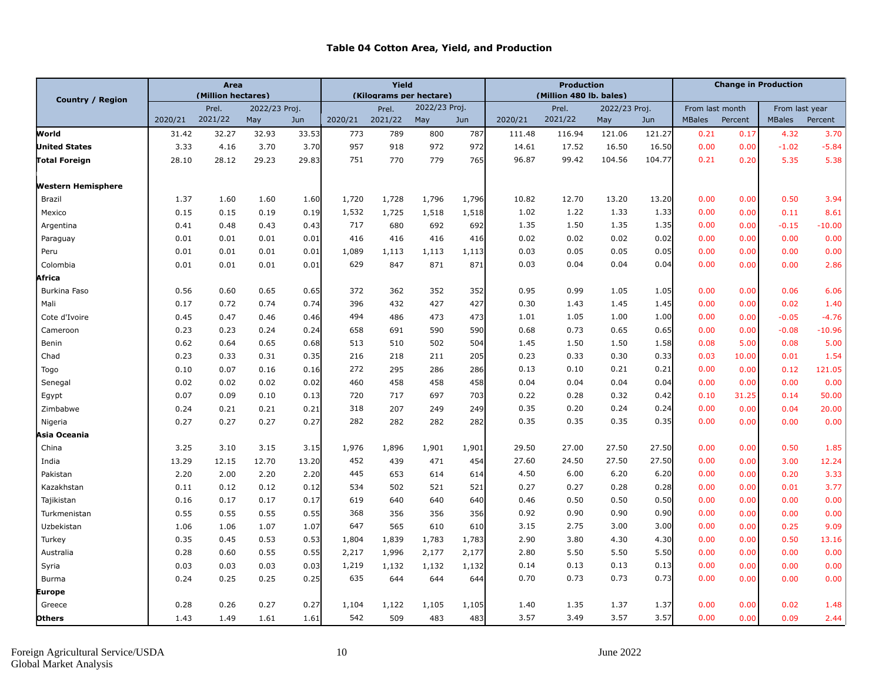# Table 04 Cotton Area, Yield, and Production

| Country / Region | Area (Million hectares) | | | | Yield (Kilograms per hectare) | | | | Production (Million 480 lb. bales) | | | | Change in Production | | | |
|---|---|---|---|---|---|---|---|---|---|---|---|---|---|---|---|---|
| | | Prel. | 2022/23 Proj. | | | Prel. | 2022/23 Proj. | | | Prel. | 2022/23 Proj. | | From last month | | From last year | |
| | 2020/21 | 2021/22 | May | Jun | 2020/21 | 2021/22 | May | Jun | 2020/21 | 2021/22 | May | Jun | MBales | Percent | MBales | Percent |
| **World** | 31.42 | 32.27 | 32.93 | 33.53 | 773 | 789 | 800 | 787 | 111.48 | 116.94 | 121.06 | 121.27 | 0.21 | 0.17 | 4.32 | 3.70 |
| **United States** | 3.33 | 4.16 | 3.70 | 3.70 | 957 | 918 | 972 | 972 | 14.61 | 17.52 | 16.50 | 16.50 | 0.00 | 0.00 | -1.02 | -5.84 |
| **Total Foreign** | 28.10 | 28.12 | 29.23 | 29.83 | 751 | 770 | 779 | 765 | 96.87 | 99.42 | 104.56 | 104.77 | 0.21 | 0.20 | 5.35 | 5.38 |
| **Western Hemisphere** | | | | | | | | | | | | | | | | |
| Brazil | 1.37 | 1.60 | 1.60 | 1.60 | 1,720 | 1,728 | 1,796 | 1,796 | 10.82 | 12.70 | 13.20 | 13.20 | 0.00 | 0.00 | 0.50 | 3.94 |
| Mexico | 0.15 | 0.15 | 0.19 | 0.19 | 1,532 | 1,725 | 1,518 | 1,518 | 1.02 | 1.22 | 1.33 | 1.33 | 0.00 | 0.00 | 0.11 | 8.61 |
| Argentina | 0.41 | 0.48 | 0.43 | 0.43 | 717 | 680 | 692 | 692 | 1.35 | 1.50 | 1.35 | 1.35 | 0.00 | 0.00 | -0.15 | -10.00 |
| Paraguay | 0.01 | 0.01 | 0.01 | 0.01 | 416 | 416 | 416 | 416 | 0.02 | 0.02 | 0.02 | 0.02 | 0.00 | 0.00 | 0.00 | 0.00 |
| Peru | 0.01 | 0.01 | 0.01 | 0.01 | 1,089 | 1,113 | 1,113 | 1,113 | 0.03 | 0.05 | 0.05 | 0.05 | 0.00 | 0.00 | 0.00 | 0.00 |
| Colombia | 0.01 | 0.01 | 0.01 | 0.01 | 629 | 847 | 871 | 871 | 0.03 | 0.04 | 0.04 | 0.04 | 0.00 | 0.00 | 0.00 | 2.86 |
| **Africa** | | | | | | | | | | | | | | | | |
| Burkina Faso | 0.56 | 0.60 | 0.65 | 0.65 | 372 | 362 | 352 | 352 | 0.95 | 0.99 | 1.05 | 1.05 | 0.00 | 0.00 | 0.06 | 6.06 |
| Mali | 0.17 | 0.72 | 0.74 | 0.74 | 396 | 432 | 427 | 427 | 0.30 | 1.43 | 1.45 | 1.45 | 0.00 | 0.00 | 0.02 | 1.40 |
| Cote d'Ivoire | 0.45 | 0.47 | 0.46 | 0.46 | 494 | 486 | 473 | 473 | 1.01 | 1.05 | 1.00 | 1.00 | 0.00 | 0.00 | -0.05 | -4.76 |
| Cameroon | 0.23 | 0.23 | 0.24 | 0.24 | 658 | 691 | 590 | 590 | 0.68 | 0.73 | 0.65 | 0.65 | 0.00 | 0.00 | -0.08 | -10.96 |
| Benin | 0.62 | 0.64 | 0.65 | 0.68 | 513 | 510 | 502 | 504 | 1.45 | 1.50 | 1.50 | 1.58 | 0.08 | 5.00 | 0.08 | 5.00 |
| Chad | 0.23 | 0.33 | 0.31 | 0.35 | 216 | 218 | 211 | 205 | 0.23 | 0.33 | 0.30 | 0.33 | 0.03 | 10.00 | 0.01 | 1.54 |
| Togo | 0.10 | 0.07 | 0.16 | 0.16 | 272 | 295 | 286 | 286 | 0.13 | 0.10 | 0.21 | 0.21 | 0.00 | 0.00 | 0.12 | 121.05 |
| Senegal | 0.02 | 0.02 | 0.02 | 0.02 | 460 | 458 | 458 | 458 | 0.04 | 0.04 | 0.04 | 0.04 | 0.00 | 0.00 | 0.00 | 0.00 |
| Egypt | 0.07 | 0.09 | 0.10 | 0.13 | 720 | 717 | 697 | 703 | 0.22 | 0.28 | 0.32 | 0.42 | 0.10 | 31.25 | 0.14 | 50.00 |
| Zimbabwe | 0.24 | 0.21 | 0.21 | 0.21 | 318 | 207 | 249 | 249 | 0.35 | 0.20 | 0.24 | 0.24 | 0.00 | 0.00 | 0.04 | 20.00 |
| Nigeria | 0.27 | 0.27 | 0.27 | 0.27 | 282 | 282 | 282 | 282 | 0.35 | 0.35 | 0.35 | 0.35 | 0.00 | 0.00 | 0.00 | 0.00 |
| **Asia Oceania** | | | | | | | | | | | | | | | | |
| China | 3.25 | 3.10 | 3.15 | 3.15 | 1,976 | 1,896 | 1,901 | 1,901 | 29.50 | 27.00 | 27.50 | 27.50 | 0.00 | 0.00 | 0.50 | 1.85 |
| India | 13.29 | 12.15 | 12.70 | 13.20 | 452 | 439 | 471 | 454 | 27.60 | 24.50 | 27.50 | 27.50 | 0.00 | 0.00 | 3.00 | 12.24 |
| Pakistan | 2.20 | 2.00 | 2.20 | 2.20 | 445 | 653 | 614 | 614 | 4.50 | 6.00 | 6.20 | 6.20 | 0.00 | 0.00 | 0.20 | 3.33 |
| Kazakhstan | 0.11 | 0.12 | 0.12 | 0.12 | 534 | 502 | 521 | 521 | 0.27 | 0.27 | 0.28 | 0.28 | 0.00 | 0.00 | 0.01 | 3.77 |
| Tajikistan | 0.16 | 0.17 | 0.17 | 0.17 | 619 | 640 | 640 | 640 | 0.46 | 0.50 | 0.50 | 0.50 | 0.00 | 0.00 | 0.00 | 0.00 |
| Turkmenistan | 0.55 | 0.55 | 0.55 | 0.55 | 368 | 356 | 356 | 356 | 0.92 | 0.90 | 0.90 | 0.90 | 0.00 | 0.00 | 0.00 | 0.00 |
| Uzbekistan | 1.06 | 1.06 | 1.07 | 1.07 | 647 | 565 | 610 | 610 | 3.15 | 2.75 | 3.00 | 3.00 | 0.00 | 0.00 | 0.25 | 9.09 |
| Turkey | 0.35 | 0.45 | 0.53 | 0.53 | 1,804 | 1,839 | 1,783 | 1,783 | 2.90 | 3.80 | 4.30 | 4.30 | 0.00 | 0.00 | 0.50 | 13.16 |
| Australia | 0.28 | 0.60 | 0.55 | 0.55 | 2,217 | 1,996 | 2,177 | 2,177 | 2.80 | 5.50 | 5.50 | 5.50 | 0.00 | 0.00 | 0.00 | 0.00 |
| Syria | 0.03 | 0.03 | 0.03 | 0.03 | 1,219 | 1,132 | 1,132 | 1,132 | 0.14 | 0.13 | 0.13 | 0.13 | 0.00 | 0.00 | 0.00 | 0.00 |
| Burma | 0.24 | 0.25 | 0.25 | 0.25 | 635 | 644 | 644 | 644 | 0.70 | 0.73 | 0.73 | 0.73 | 0.00 | 0.00 | 0.00 | 0.00 |
| **Europe** | | | | | | | | | | | | | | | | |
| Greece | 0.28 | 0.26 | 0.27 | 0.27 | 1,104 | 1,122 | 1,105 | 1,105 | 1.40 | 1.35 | 1.37 | 1.37 | 0.00 | 0.00 | 0.02 | 1.48 |
| **Others** | 1.43 | 1.49 | 1.61 | 1.61 | 542 | 509 | 483 | 483 | 3.57 | 3.49 | 3.57 | 3.57 | 0.00 | 0.00 | 0.09 | 2.44 |

Foreign Agricultural Service/USDA
Global Market Analysis

June 2022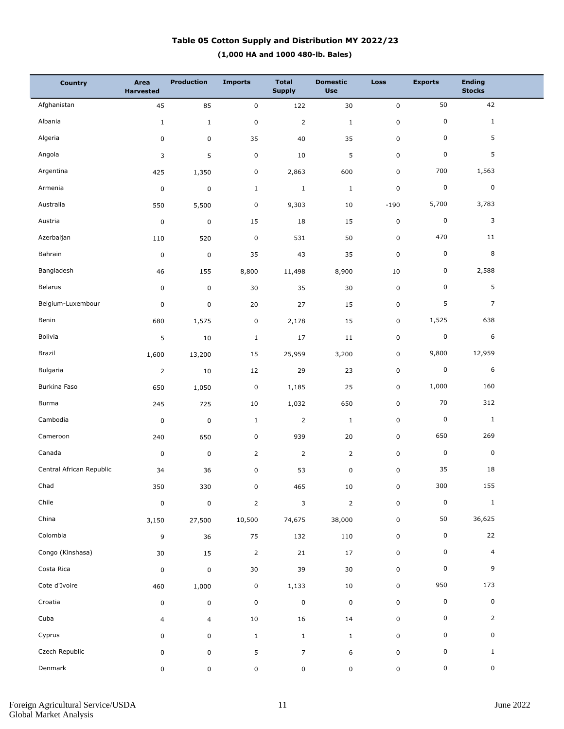# Table 05 Cotton Supply and Distribution MY 2022/23

**(1,000 HA and 1000 480-lb. Bales)**

| Country | Area Harvested | Production | Imports | Total Supply | Domestic Use | Loss | Exports | Ending Stocks |
|---|---|---|---|---|---|---|---|---|
| Afghanistan | 45 | 85 | 0 | 122 | 30 | 0 | 50 | 42 |
| Albania | 1 | 1 | 0 | 2 | 1 | 0 | 0 | 1 |
| Algeria | 0 | 0 | 35 | 40 | 35 | 0 | 0 | 5 |
| Angola | 3 | 5 | 0 | 10 | 5 | 0 | 0 | 5 |
| Argentina | 425 | 1,350 | 0 | 2,863 | 600 | 0 | 700 | 1,563 |
| Armenia | 0 | 0 | 1 | 1 | 1 | 0 | 0 | 0 |
| Australia | 550 | 5,500 | 0 | 9,303 | 10 | -190 | 5,700 | 3,783 |
| Austria | 0 | 0 | 15 | 18 | 15 | 0 | 0 | 3 |
| Azerbaijan | 110 | 520 | 0 | 531 | 50 | 0 | 470 | 11 |
| Bahrain | 0 | 0 | 35 | 43 | 35 | 0 | 0 | 8 |
| Bangladesh | 46 | 155 | 8,800 | 11,498 | 8,900 | 10 | 0 | 2,588 |
| Belarus | 0 | 0 | 30 | 35 | 30 | 0 | 0 | 5 |
| Belgium-Luxembour | 0 | 0 | 20 | 27 | 15 | 0 | 5 | 7 |
| Benin | 680 | 1,575 | 0 | 2,178 | 15 | 0 | 1,525 | 638 |
| Bolivia | 5 | 10 | 1 | 17 | 11 | 0 | 0 | 6 |
| Brazil | 1,600 | 13,200 | 15 | 25,959 | 3,200 | 0 | 9,800 | 12,959 |
| Bulgaria | 2 | 10 | 12 | 29 | 23 | 0 | 0 | 6 |
| Burkina Faso | 650 | 1,050 | 0 | 1,185 | 25 | 0 | 1,000 | 160 |
| Burma | 245 | 725 | 10 | 1,032 | 650 | 0 | 70 | 312 |
| Cambodia | 0 | 0 | 1 | 2 | 1 | 0 | 0 | 1 |
| Cameroon | 240 | 650 | 0 | 939 | 20 | 0 | 650 | 269 |
| Canada | 0 | 0 | 2 | 2 | 2 | 0 | 0 | 0 |
| Central African Republic | 34 | 36 | 0 | 53 | 0 | 0 | 35 | 18 |
| Chad | 350 | 330 | 0 | 465 | 10 | 0 | 300 | 155 |
| Chile | 0 | 0 | 2 | 3 | 2 | 0 | 0 | 1 |
| China | 3,150 | 27,500 | 10,500 | 74,675 | 38,000 | 0 | 50 | 36,625 |
| Colombia | 9 | 36 | 75 | 132 | 110 | 0 | 0 | 22 |
| Congo (Kinshasa) | 30 | 15 | 2 | 21 | 17 | 0 | 0 | 4 |
| Costa Rica | 0 | 0 | 30 | 39 | 30 | 0 | 0 | 9 |
| Cote d'Ivoire | 460 | 1,000 | 0 | 1,133 | 10 | 0 | 950 | 173 |
| Croatia | 0 | 0 | 0 | 0 | 0 | 0 | 0 | 0 |
| Cuba | 4 | 4 | 10 | 16 | 14 | 0 | 0 | 2 |
| Cyprus | 0 | 0 | 1 | 1 | 1 | 0 | 0 | 0 |
| Czech Republic | 0 | 0 | 5 | 7 | 6 | 0 | 0 | 1 |
| Denmark | 0 | 0 | 0 | 0 | 0 | 0 | 0 | 0 |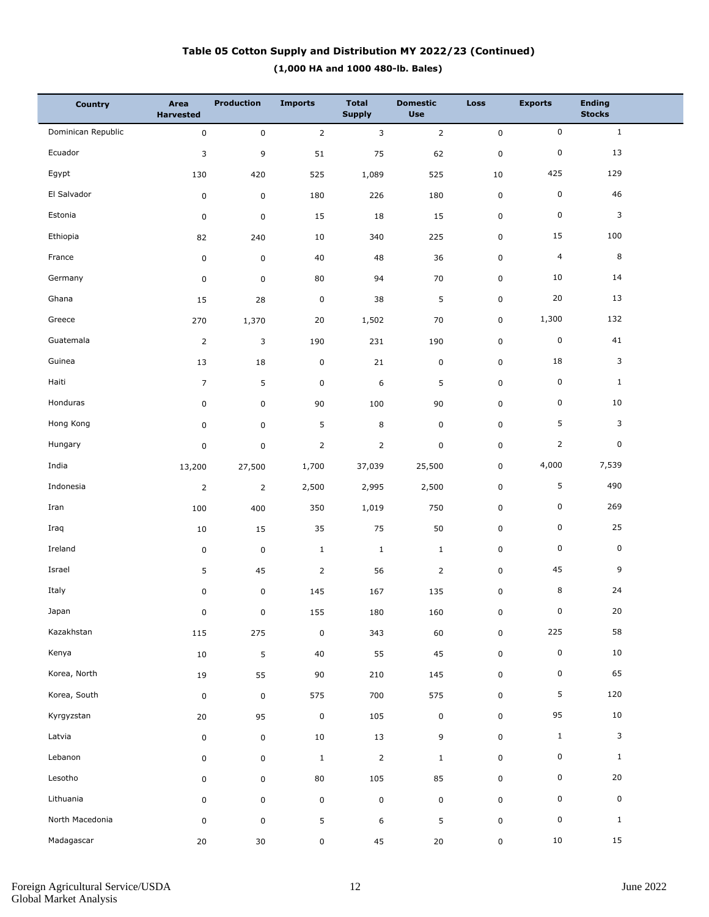# Table 05 Cotton Supply and Distribution MY 2022/23 (Continued)

**(1,000 HA and 1000 480-lb. Bales)**

| Country | Area Harvested | Production | Imports | Total Supply | Domestic Use | Loss | Exports | Ending Stocks |
|---|---|---|---|---|---|---|---|---|
| Dominican Republic | 0 | 0 | 2 | 3 | 2 | 0 | 0 | 1 |
| Ecuador | 3 | 9 | 51 | 75 | 62 | 0 | 0 | 13 |
| Egypt | 130 | 420 | 525 | 1,089 | 525 | 10 | 425 | 129 |
| El Salvador | 0 | 0 | 180 | 226 | 180 | 0 | 0 | 46 |
| Estonia | 0 | 0 | 15 | 18 | 15 | 0 | 0 | 3 |
| Ethiopia | 82 | 240 | 10 | 340 | 225 | 0 | 15 | 100 |
| France | 0 | 0 | 40 | 48 | 36 | 0 | 4 | 8 |
| Germany | 0 | 0 | 80 | 94 | 70 | 0 | 10 | 14 |
| Ghana | 15 | 28 | 0 | 38 | 5 | 0 | 20 | 13 |
| Greece | 270 | 1,370 | 20 | 1,502 | 70 | 0 | 1,300 | 132 |
| Guatemala | 2 | 3 | 190 | 231 | 190 | 0 | 0 | 41 |
| Guinea | 13 | 18 | 0 | 21 | 0 | 0 | 18 | 3 |
| Haiti | 7 | 5 | 0 | 6 | 5 | 0 | 0 | 1 |
| Honduras | 0 | 0 | 90 | 100 | 90 | 0 | 0 | 10 |
| Hong Kong | 0 | 0 | 5 | 8 | 0 | 0 | 5 | 3 |
| Hungary | 0 | 0 | 2 | 2 | 0 | 0 | 2 | 0 |
| India | 13,200 | 27,500 | 1,700 | 37,039 | 25,500 | 0 | 4,000 | 7,539 |
| Indonesia | 2 | 2 | 2,500 | 2,995 | 2,500 | 0 | 5 | 490 |
| Iran | 100 | 400 | 350 | 1,019 | 750 | 0 | 0 | 269 |
| Iraq | 10 | 15 | 35 | 75 | 50 | 0 | 0 | 25 |
| Ireland | 0 | 0 | 1 | 1 | 1 | 0 | 0 | 0 |
| Israel | 5 | 45 | 2 | 56 | 2 | 0 | 45 | 9 |
| Italy | 0 | 0 | 145 | 167 | 135 | 0 | 8 | 24 |
| Japan | 0 | 0 | 155 | 180 | 160 | 0 | 0 | 20 |
| Kazakhstan | 115 | 275 | 0 | 343 | 60 | 0 | 225 | 58 |
| Kenya | 10 | 5 | 40 | 55 | 45 | 0 | 0 | 10 |
| Korea, North | 19 | 55 | 90 | 210 | 145 | 0 | 0 | 65 |
| Korea, South | 0 | 0 | 575 | 700 | 575 | 0 | 5 | 120 |
| Kyrgyzstan | 20 | 95 | 0 | 105 | 0 | 0 | 95 | 10 |
| Latvia | 0 | 0 | 10 | 13 | 9 | 0 | 1 | 3 |
| Lebanon | 0 | 0 | 1 | 2 | 1 | 0 | 0 | 1 |
| Lesotho | 0 | 0 | 80 | 105 | 85 | 0 | 0 | 20 |
| Lithuania | 0 | 0 | 0 | 0 | 0 | 0 | 0 | 0 |
| North Macedonia | 0 | 0 | 5 | 6 | 5 | 0 | 0 | 1 |
| Madagascar | 20 | 30 | 0 | 45 | 20 | 0 | 10 | 15 |

Foreign Agricultural Service/USDA
Global Market Analysis

June 2022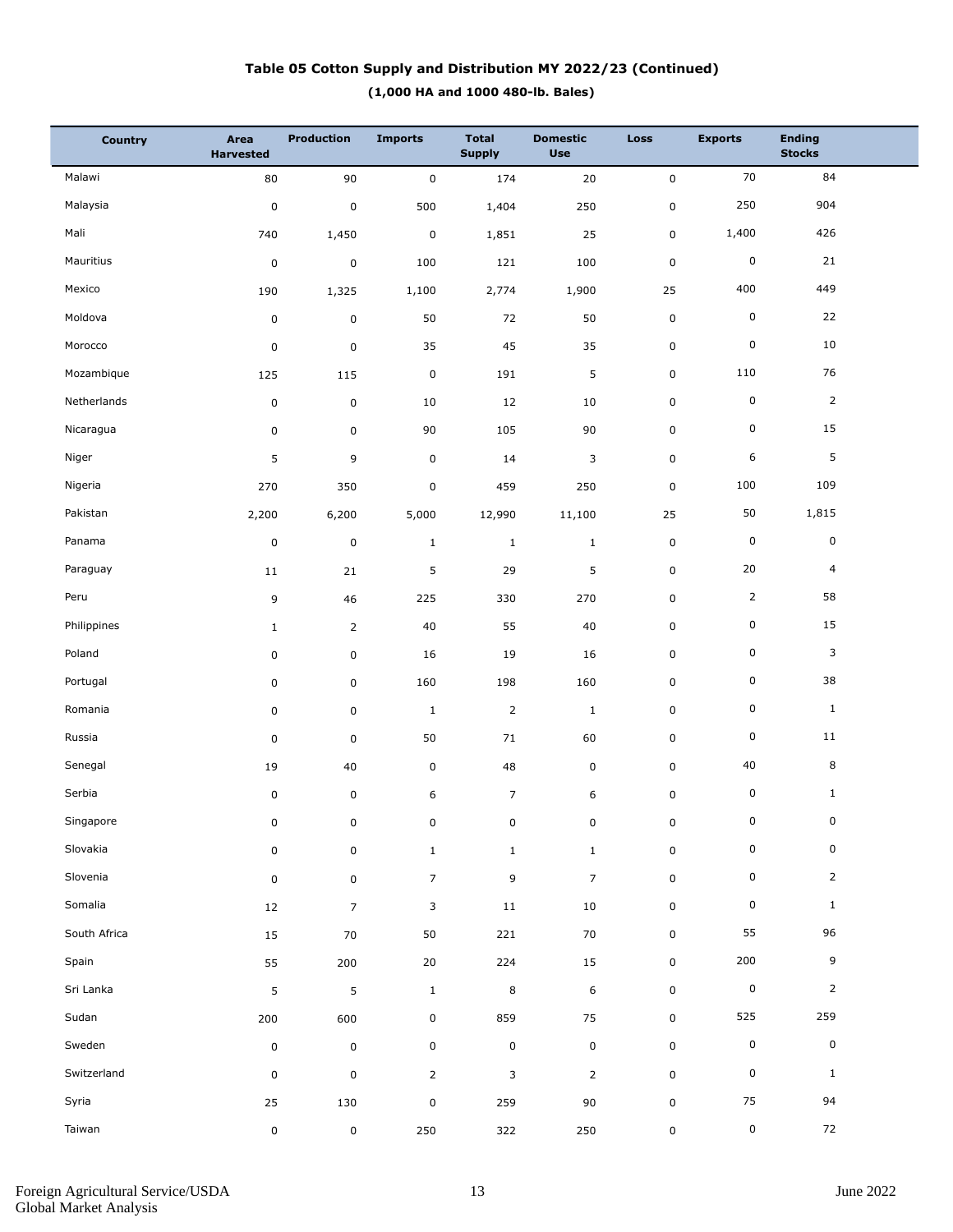# Table 05 Cotton Supply and Distribution MY 2022/23 (Continued)

**(1,000 HA and 1000 480-lb. Bales)**

| Country | Area Harvested | Production | Imports | Total Supply | Domestic Use | Loss | Exports | Ending Stocks |
|---|---|---|---|---|---|---|---|---|
| Malawi | 80 | 90 | 0 | 174 | 20 | 0 | 70 | 84 |
| Malaysia | 0 | 0 | 500 | 1,404 | 250 | 0 | 250 | 904 |
| Mali | 740 | 1,450 | 0 | 1,851 | 25 | 0 | 1,400 | 426 |
| Mauritius | 0 | 0 | 100 | 121 | 100 | 0 | 0 | 21 |
| Mexico | 190 | 1,325 | 1,100 | 2,774 | 1,900 | 25 | 400 | 449 |
| Moldova | 0 | 0 | 50 | 72 | 50 | 0 | 0 | 22 |
| Morocco | 0 | 0 | 35 | 45 | 35 | 0 | 0 | 10 |
| Mozambique | 125 | 115 | 0 | 191 | 5 | 0 | 110 | 76 |
| Netherlands | 0 | 0 | 10 | 12 | 10 | 0 | 0 | 2 |
| Nicaragua | 0 | 0 | 90 | 105 | 90 | 0 | 0 | 15 |
| Niger | 5 | 9 | 0 | 14 | 3 | 0 | 6 | 5 |
| Nigeria | 270 | 350 | 0 | 459 | 250 | 0 | 100 | 109 |
| Pakistan | 2,200 | 6,200 | 5,000 | 12,990 | 11,100 | 25 | 50 | 1,815 |
| Panama | 0 | 0 | 1 | 1 | 1 | 0 | 0 | 0 |
| Paraguay | 11 | 21 | 5 | 29 | 5 | 0 | 20 | 4 |
| Peru | 9 | 46 | 225 | 330 | 270 | 0 | 2 | 58 |
| Philippines | 1 | 2 | 40 | 55 | 40 | 0 | 0 | 15 |
| Poland | 0 | 0 | 16 | 19 | 16 | 0 | 0 | 3 |
| Portugal | 0 | 0 | 160 | 198 | 160 | 0 | 0 | 38 |
| Romania | 0 | 0 | 1 | 2 | 1 | 0 | 0 | 1 |
| Russia | 0 | 0 | 50 | 71 | 60 | 0 | 0 | 11 |
| Senegal | 19 | 40 | 0 | 48 | 0 | 0 | 40 | 8 |
| Serbia | 0 | 0 | 6 | 7 | 6 | 0 | 0 | 1 |
| Singapore | 0 | 0 | 0 | 0 | 0 | 0 | 0 | 0 |
| Slovakia | 0 | 0 | 1 | 1 | 1 | 0 | 0 | 0 |
| Slovenia | 0 | 0 | 7 | 9 | 7 | 0 | 0 | 2 |
| Somalia | 12 | 7 | 3 | 11 | 10 | 0 | 0 | 1 |
| South Africa | 15 | 70 | 50 | 221 | 70 | 0 | 55 | 96 |
| Spain | 55 | 200 | 20 | 224 | 15 | 0 | 200 | 9 |
| Sri Lanka | 5 | 5 | 1 | 8 | 6 | 0 | 0 | 2 |
| Sudan | 200 | 600 | 0 | 859 | 75 | 0 | 525 | 259 |
| Sweden | 0 | 0 | 0 | 0 | 0 | 0 | 0 | 0 |
| Switzerland | 0 | 0 | 2 | 3 | 2 | 0 | 0 | 1 |
| Syria | 25 | 130 | 0 | 259 | 90 | 0 | 75 | 94 |
| Taiwan | 0 | 0 | 250 | 322 | 250 | 0 | 0 | 72 |

Foreign Agricultural Service/USDA
Global Market Analysis

June 2022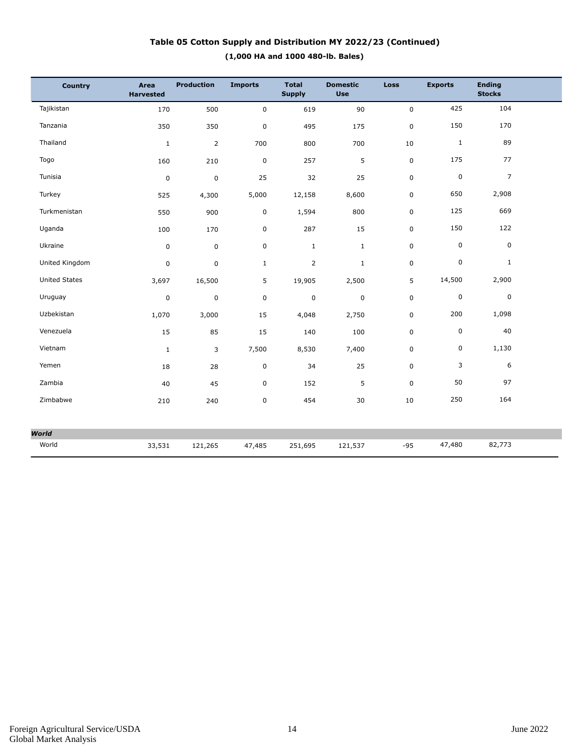**Table 05 Cotton Supply and Distribution MY 2022/23 (Continued)**

**(1,000 HA and 1000 480-lb. Bales)**

| Country | Area Harvested | Production | Imports | Total Supply | Domestic Use | Loss | Exports | Ending Stocks |
|---|---|---|---|---|---|---|---|---|
| Tajikistan | 170 | 500 | 0 | 619 | 90 | 0 | 425 | 104 |
| Tanzania | 350 | 350 | 0 | 495 | 175 | 0 | 150 | 170 |
| Thailand | 1 | 2 | 700 | 800 | 700 | 10 | 1 | 89 |
| Togo | 160 | 210 | 0 | 257 | 5 | 0 | 175 | 77 |
| Tunisia | 0 | 0 | 25 | 32 | 25 | 0 | 0 | 7 |
| Turkey | 525 | 4,300 | 5,000 | 12,158 | 8,600 | 0 | 650 | 2,908 |
| Turkmenistan | 550 | 900 | 0 | 1,594 | 800 | 0 | 125 | 669 |
| Uganda | 100 | 170 | 0 | 287 | 15 | 0 | 150 | 122 |
| Ukraine | 0 | 0 | 0 | 1 | 1 | 0 | 0 | 0 |
| United Kingdom | 0 | 0 | 1 | 2 | 1 | 0 | 0 | 1 |
| United States | 3,697 | 16,500 | 5 | 19,905 | 2,500 | 5 | 14,500 | 2,900 |
| Uruguay | 0 | 0 | 0 | 0 | 0 | 0 | 0 | 0 |
| Uzbekistan | 1,070 | 3,000 | 15 | 4,048 | 2,750 | 0 | 200 | 1,098 |
| Venezuela | 15 | 85 | 15 | 140 | 100 | 0 | 0 | 40 |
| Vietnam | 1 | 3 | 7,500 | 8,530 | 7,400 | 0 | 0 | 1,130 |
| Yemen | 18 | 28 | 0 | 34 | 25 | 0 | 3 | 6 |
| Zambia | 40 | 45 | 0 | 152 | 5 | 0 | 50 | 97 |
| Zimbabwe | 210 | 240 | 0 | 454 | 30 | 10 | 250 | 164 |
| ***World*** | | | | | | | | |
| World | 33,531 | 121,265 | 47,485 | 251,695 | 121,537 | -95 | 47,480 | 82,773 |

Foreign Agricultural Service/USDA
Global Market Analysis

June 2022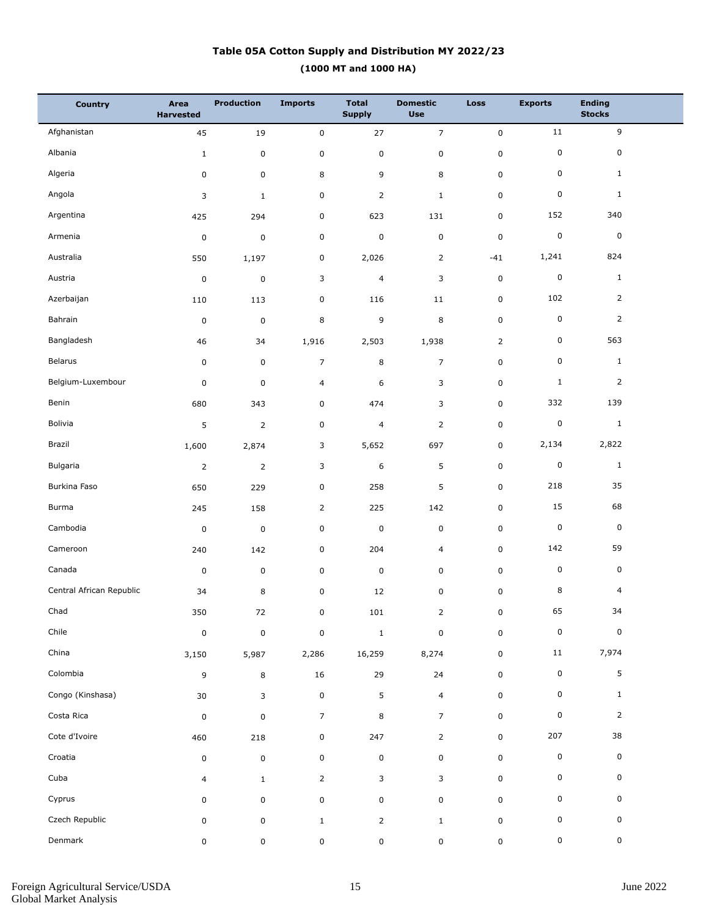# Table 05A Cotton Supply and Distribution MY 2022/23

**(1000 MT and 1000 HA)**

| Country | Area Harvested | Production | Imports | Total Supply | Domestic Use | Loss | Exports | Ending Stocks |
|---|---|---|---|---|---|---|---|---|
| Afghanistan | 45 | 19 | 0 | 27 | 7 | 0 | 11 | 9 |
| Albania | 1 | 0 | 0 | 0 | 0 | 0 | 0 | 0 |
| Algeria | 0 | 0 | 8 | 9 | 8 | 0 | 0 | 1 |
| Angola | 3 | 1 | 0 | 2 | 1 | 0 | 0 | 1 |
| Argentina | 425 | 294 | 0 | 623 | 131 | 0 | 152 | 340 |
| Armenia | 0 | 0 | 0 | 0 | 0 | 0 | 0 | 0 |
| Australia | 550 | 1,197 | 0 | 2,026 | 2 | -41 | 1,241 | 824 |
| Austria | 0 | 0 | 3 | 4 | 3 | 0 | 0 | 1 |
| Azerbaijan | 110 | 113 | 0 | 116 | 11 | 0 | 102 | 2 |
| Bahrain | 0 | 0 | 8 | 9 | 8 | 0 | 0 | 2 |
| Bangladesh | 46 | 34 | 1,916 | 2,503 | 1,938 | 2 | 0 | 563 |
| Belarus | 0 | 0 | 7 | 8 | 7 | 0 | 0 | 1 |
| Belgium-Luxembour | 0 | 0 | 4 | 6 | 3 | 0 | 1 | 2 |
| Benin | 680 | 343 | 0 | 474 | 3 | 0 | 332 | 139 |
| Bolivia | 5 | 2 | 0 | 4 | 2 | 0 | 0 | 1 |
| Brazil | 1,600 | 2,874 | 3 | 5,652 | 697 | 0 | 2,134 | 2,822 |
| Bulgaria | 2 | 2 | 3 | 6 | 5 | 0 | 0 | 1 |
| Burkina Faso | 650 | 229 | 0 | 258 | 5 | 0 | 218 | 35 |
| Burma | 245 | 158 | 2 | 225 | 142 | 0 | 15 | 68 |
| Cambodia | 0 | 0 | 0 | 0 | 0 | 0 | 0 | 0 |
| Cameroon | 240 | 142 | 0 | 204 | 4 | 0 | 142 | 59 |
| Canada | 0 | 0 | 0 | 0 | 0 | 0 | 0 | 0 |
| Central African Republic | 34 | 8 | 0 | 12 | 0 | 0 | 8 | 4 |
| Chad | 350 | 72 | 0 | 101 | 2 | 0 | 65 | 34 |
| Chile | 0 | 0 | 0 | 1 | 0 | 0 | 0 | 0 |
| China | 3,150 | 5,987 | 2,286 | 16,259 | 8,274 | 0 | 11 | 7,974 |
| Colombia | 9 | 8 | 16 | 29 | 24 | 0 | 0 | 5 |
| Congo (Kinshasa) | 30 | 3 | 0 | 5 | 4 | 0 | 0 | 1 |
| Costa Rica | 0 | 0 | 7 | 8 | 7 | 0 | 0 | 2 |
| Cote d'Ivoire | 460 | 218 | 0 | 247 | 2 | 0 | 207 | 38 |
| Croatia | 0 | 0 | 0 | 0 | 0 | 0 | 0 | 0 |
| Cuba | 4 | 1 | 2 | 3 | 3 | 0 | 0 | 0 |
| Cyprus | 0 | 0 | 0 | 0 | 0 | 0 | 0 | 0 |
| Czech Republic | 0 | 0 | 1 | 2 | 1 | 0 | 0 | 0 |
| Denmark | 0 | 0 | 0 | 0 | 0 | 0 | 0 | 0 |

Foreign Agricultural Service/USDA
Global Market Analysis

June 2022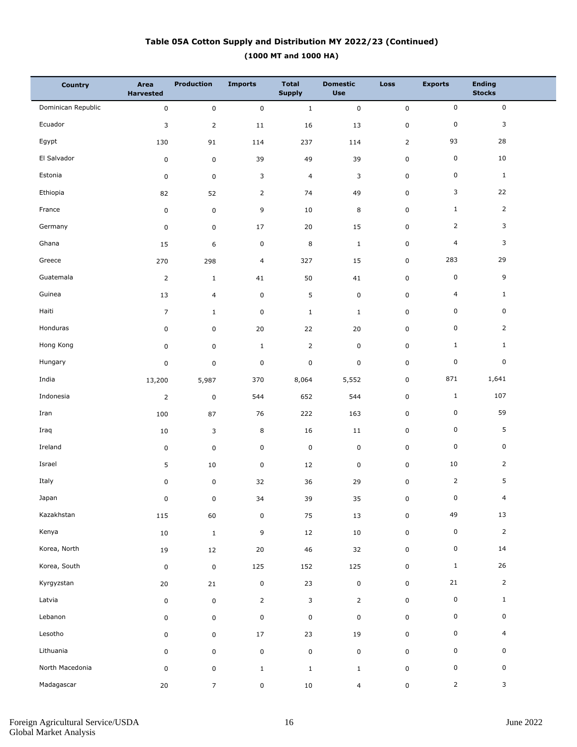# Table 05A Cotton Supply and Distribution MY 2022/23 (Continued)

**(1000 MT and 1000 HA)**

| Country | Area Harvested | Production | Imports | Total Supply | Domestic Use | Loss | Exports | Ending Stocks |
|---|---|---|---|---|---|---|---|---|
| Dominican Republic | 0 | 0 | 0 | 1 | 0 | 0 | 0 | 0 |
| Ecuador | 3 | 2 | 11 | 16 | 13 | 0 | 0 | 3 |
| Egypt | 130 | 91 | 114 | 237 | 114 | 2 | 93 | 28 |
| El Salvador | 0 | 0 | 39 | 49 | 39 | 0 | 0 | 10 |
| Estonia | 0 | 0 | 3 | 4 | 3 | 0 | 0 | 1 |
| Ethiopia | 82 | 52 | 2 | 74 | 49 | 0 | 3 | 22 |
| France | 0 | 0 | 9 | 10 | 8 | 0 | 1 | 2 |
| Germany | 0 | 0 | 17 | 20 | 15 | 0 | 2 | 3 |
| Ghana | 15 | 6 | 0 | 8 | 1 | 0 | 4 | 3 |
| Greece | 270 | 298 | 4 | 327 | 15 | 0 | 283 | 29 |
| Guatemala | 2 | 1 | 41 | 50 | 41 | 0 | 0 | 9 |
| Guinea | 13 | 4 | 0 | 5 | 0 | 0 | 4 | 1 |
| Haiti | 7 | 1 | 0 | 1 | 1 | 0 | 0 | 0 |
| Honduras | 0 | 0 | 20 | 22 | 20 | 0 | 0 | 2 |
| Hong Kong | 0 | 0 | 1 | 2 | 0 | 0 | 1 | 1 |
| Hungary | 0 | 0 | 0 | 0 | 0 | 0 | 0 | 0 |
| India | 13,200 | 5,987 | 370 | 8,064 | 5,552 | 0 | 871 | 1,641 |
| Indonesia | 2 | 0 | 544 | 652 | 544 | 0 | 1 | 107 |
| Iran | 100 | 87 | 76 | 222 | 163 | 0 | 0 | 59 |
| Iraq | 10 | 3 | 8 | 16 | 11 | 0 | 0 | 5 |
| Ireland | 0 | 0 | 0 | 0 | 0 | 0 | 0 | 0 |
| Israel | 5 | 10 | 0 | 12 | 0 | 0 | 10 | 2 |
| Italy | 0 | 0 | 32 | 36 | 29 | 0 | 2 | 5 |
| Japan | 0 | 0 | 34 | 39 | 35 | 0 | 0 | 4 |
| Kazakhstan | 115 | 60 | 0 | 75 | 13 | 0 | 49 | 13 |
| Kenya | 10 | 1 | 9 | 12 | 10 | 0 | 0 | 2 |
| Korea, North | 19 | 12 | 20 | 46 | 32 | 0 | 0 | 14 |
| Korea, South | 0 | 0 | 125 | 152 | 125 | 0 | 1 | 26 |
| Kyrgyzstan | 20 | 21 | 0 | 23 | 0 | 0 | 21 | 2 |
| Latvia | 0 | 0 | 2 | 3 | 2 | 0 | 0 | 1 |
| Lebanon | 0 | 0 | 0 | 0 | 0 | 0 | 0 | 0 |
| Lesotho | 0 | 0 | 17 | 23 | 19 | 0 | 0 | 4 |
| Lithuania | 0 | 0 | 0 | 0 | 0 | 0 | 0 | 0 |
| North Macedonia | 0 | 0 | 1 | 1 | 1 | 0 | 0 | 0 |
| Madagascar | 20 | 7 | 0 | 10 | 4 | 0 | 2 | 3 |

Foreign Agricultural Service/USDA
Global Market Analysis

June 2022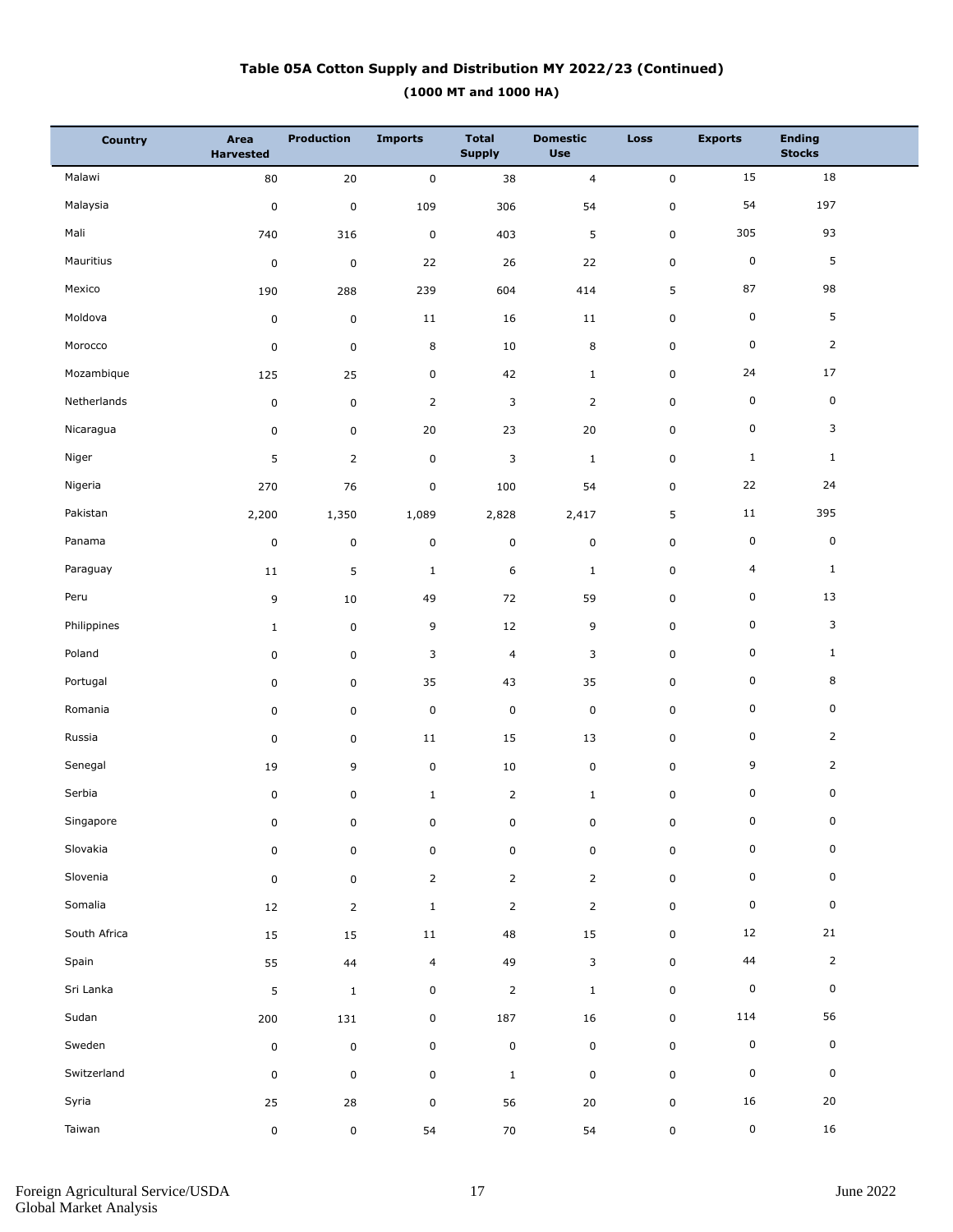# Table 05A Cotton Supply and Distribution MY 2022/23 (Continued)

## (1000 MT and 1000 HA)

| Country | Area Harvested | Production | Imports | Total Supply | Domestic Use | Loss | Exports | Ending Stocks |
|---|---|---|---|---|---|---|---|---|
| Malawi | 80 | 20 | 0 | 38 | 4 | 0 | 15 | 18 |
| Malaysia | 0 | 0 | 109 | 306 | 54 | 0 | 54 | 197 |
| Mali | 740 | 316 | 0 | 403 | 5 | 0 | 305 | 93 |
| Mauritius | 0 | 0 | 22 | 26 | 22 | 0 | 0 | 5 |
| Mexico | 190 | 288 | 239 | 604 | 414 | 5 | 87 | 98 |
| Moldova | 0 | 0 | 11 | 16 | 11 | 0 | 0 | 5 |
| Morocco | 0 | 0 | 8 | 10 | 8 | 0 | 0 | 2 |
| Mozambique | 125 | 25 | 0 | 42 | 1 | 0 | 24 | 17 |
| Netherlands | 0 | 0 | 2 | 3 | 2 | 0 | 0 | 0 |
| Nicaragua | 0 | 0 | 20 | 23 | 20 | 0 | 0 | 3 |
| Niger | 5 | 2 | 0 | 3 | 1 | 0 | 1 | 1 |
| Nigeria | 270 | 76 | 0 | 100 | 54 | 0 | 22 | 24 |
| Pakistan | 2,200 | 1,350 | 1,089 | 2,828 | 2,417 | 5 | 11 | 395 |
| Panama | 0 | 0 | 0 | 0 | 0 | 0 | 0 | 0 |
| Paraguay | 11 | 5 | 1 | 6 | 1 | 0 | 4 | 1 |
| Peru | 9 | 10 | 49 | 72 | 59 | 0 | 0 | 13 |
| Philippines | 1 | 0 | 9 | 12 | 9 | 0 | 0 | 3 |
| Poland | 0 | 0 | 3 | 4 | 3 | 0 | 0 | 1 |
| Portugal | 0 | 0 | 35 | 43 | 35 | 0 | 0 | 8 |
| Romania | 0 | 0 | 0 | 0 | 0 | 0 | 0 | 0 |
| Russia | 0 | 0 | 11 | 15 | 13 | 0 | 0 | 2 |
| Senegal | 19 | 9 | 0 | 10 | 0 | 0 | 9 | 2 |
| Serbia | 0 | 0 | 1 | 2 | 1 | 0 | 0 | 0 |
| Singapore | 0 | 0 | 0 | 0 | 0 | 0 | 0 | 0 |
| Slovakia | 0 | 0 | 0 | 0 | 0 | 0 | 0 | 0 |
| Slovenia | 0 | 0 | 2 | 2 | 2 | 0 | 0 | 0 |
| Somalia | 12 | 2 | 1 | 2 | 2 | 0 | 0 | 0 |
| South Africa | 15 | 15 | 11 | 48 | 15 | 0 | 12 | 21 |
| Spain | 55 | 44 | 4 | 49 | 3 | 0 | 44 | 2 |
| Sri Lanka | 5 | 1 | 0 | 2 | 1 | 0 | 0 | 0 |
| Sudan | 200 | 131 | 0 | 187 | 16 | 0 | 114 | 56 |
| Sweden | 0 | 0 | 0 | 0 | 0 | 0 | 0 | 0 |
| Switzerland | 0 | 0 | 0 | 1 | 0 | 0 | 0 | 0 |
| Syria | 25 | 28 | 0 | 56 | 20 | 0 | 16 | 20 |
| Taiwan | 0 | 0 | 54 | 70 | 54 | 0 | 0 | 16 |

Foreign Agricultural Service/USDA
Global Market Analysis

June 2022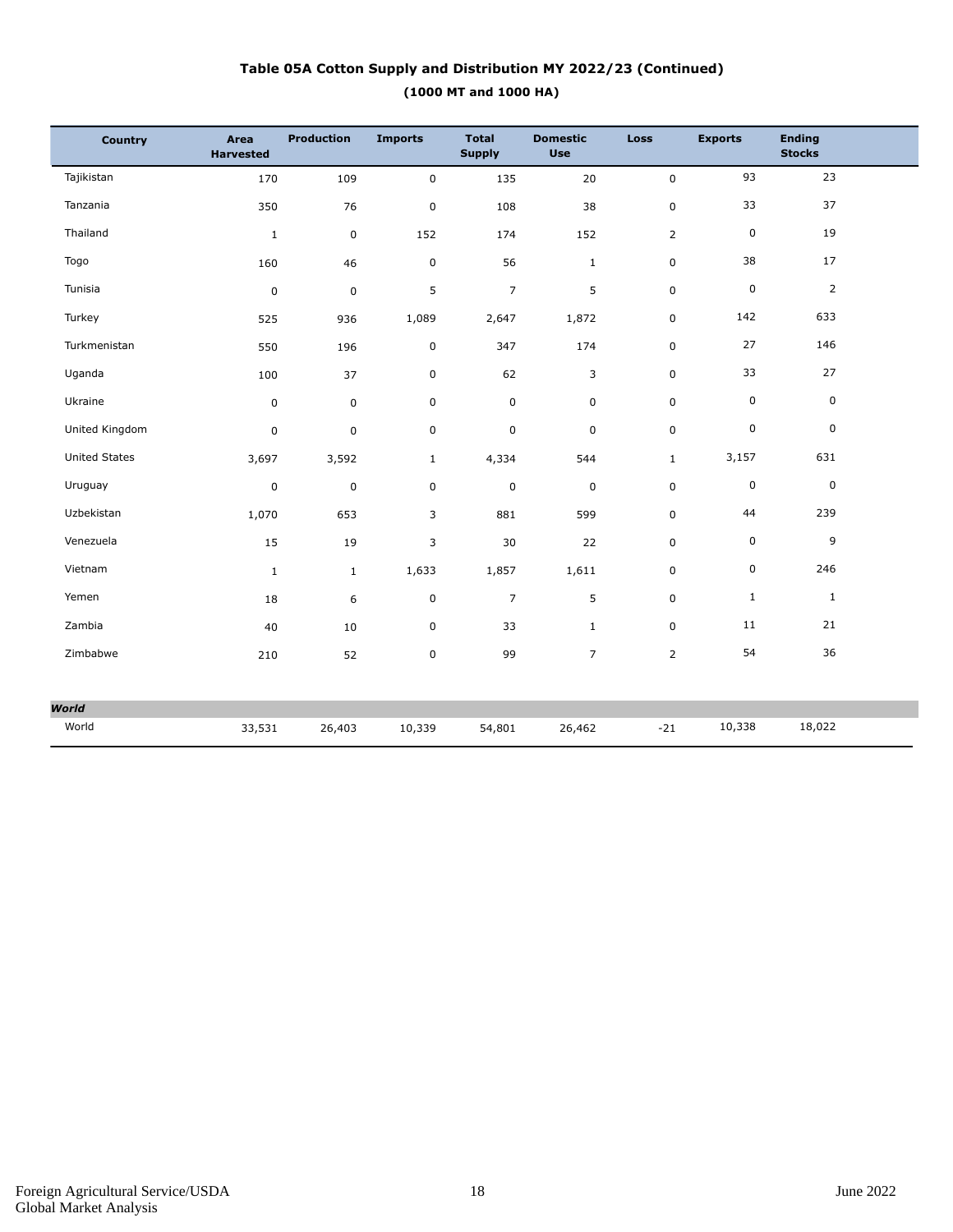## Table 05A Cotton Supply and Distribution MY 2022/23 (Continued)

### (1000 MT and 1000 HA)

| Country | Area Harvested | Production | Imports | Total Supply | Domestic Use | Loss | Exports | Ending Stocks |
|---|---|---|---|---|---|---|---|---|
| Tajikistan | 170 | 109 | 0 | 135 | 20 | 0 | 93 | 23 |
| Tanzania | 350 | 76 | 0 | 108 | 38 | 0 | 33 | 37 |
| Thailand | 1 | 0 | 152 | 174 | 152 | 2 | 0 | 19 |
| Togo | 160 | 46 | 0 | 56 | 1 | 0 | 38 | 17 |
| Tunisia | 0 | 0 | 5 | 7 | 5 | 0 | 0 | 2 |
| Turkey | 525 | 936 | 1,089 | 2,647 | 1,872 | 0 | 142 | 633 |
| Turkmenistan | 550 | 196 | 0 | 347 | 174 | 0 | 27 | 146 |
| Uganda | 100 | 37 | 0 | 62 | 3 | 0 | 33 | 27 |
| Ukraine | 0 | 0 | 0 | 0 | 0 | 0 | 0 | 0 |
| United Kingdom | 0 | 0 | 0 | 0 | 0 | 0 | 0 | 0 |
| United States | 3,697 | 3,592 | 1 | 4,334 | 544 | 1 | 3,157 | 631 |
| Uruguay | 0 | 0 | 0 | 0 | 0 | 0 | 0 | 0 |
| Uzbekistan | 1,070 | 653 | 3 | 881 | 599 | 0 | 44 | 239 |
| Venezuela | 15 | 19 | 3 | 30 | 22 | 0 | 0 | 9 |
| Vietnam | 1 | 1 | 1,633 | 1,857 | 1,611 | 0 | 0 | 246 |
| Yemen | 18 | 6 | 0 | 7 | 5 | 0 | 1 | 1 |
| Zambia | 40 | 10 | 0 | 33 | 1 | 0 | 11 | 21 |
| Zimbabwe | 210 | 52 | 0 | 99 | 7 | 2 | 54 | 36 |
| ***World*** | | | | | | | | |
| World | 33,531 | 26,403 | 10,339 | 54,801 | 26,462 | -21 | 10,338 | 18,022 |

Foreign Agricultural Service/USDA
Global Market Analysis

June 2022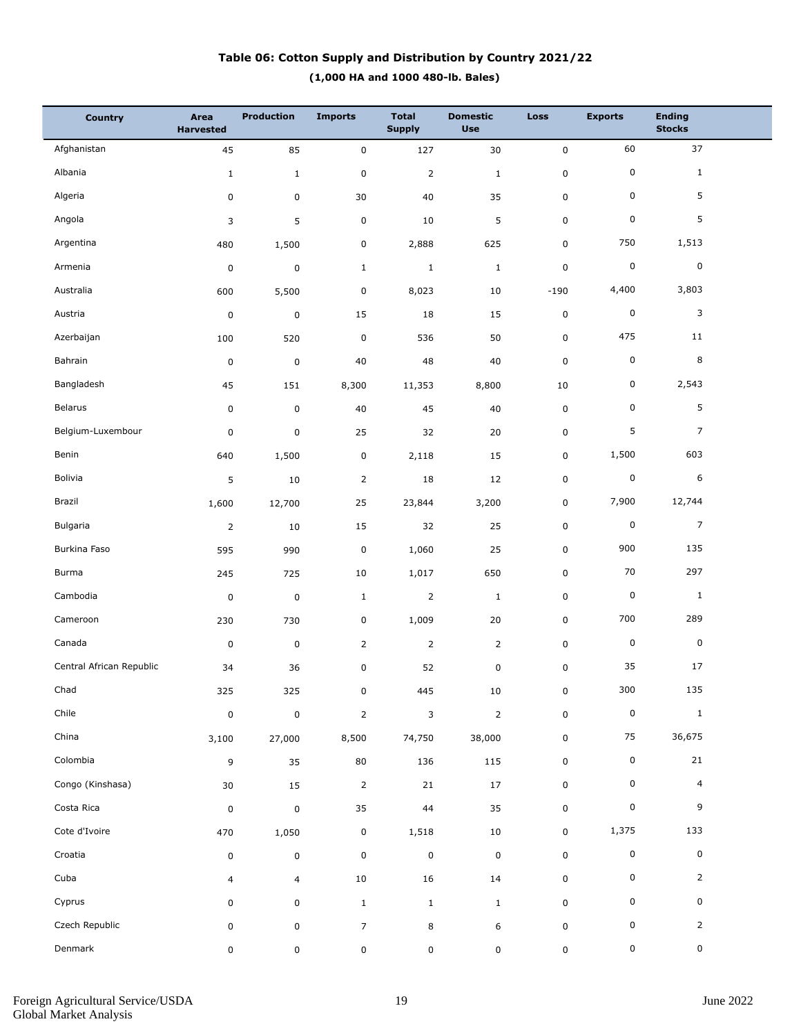**Table 06: Cotton Supply and Distribution by Country 2021/22**

**(1,000 HA and 1000 480-lb. Bales)**

| Country | Area Harvested | Production | Imports | Total Supply | Domestic Use | Loss | Exports | Ending Stocks |
|---|---|---|---|---|---|---|---|---|
| Afghanistan | 45 | 85 | 0 | 127 | 30 | 0 | 60 | 37 |
| Albania | 1 | 1 | 0 | 2 | 1 | 0 | 0 | 1 |
| Algeria | 0 | 0 | 30 | 40 | 35 | 0 | 0 | 5 |
| Angola | 3 | 5 | 0 | 10 | 5 | 0 | 0 | 5 |
| Argentina | 480 | 1,500 | 0 | 2,888 | 625 | 0 | 750 | 1,513 |
| Armenia | 0 | 0 | 1 | 1 | 1 | 0 | 0 | 0 |
| Australia | 600 | 5,500 | 0 | 8,023 | 10 | -190 | 4,400 | 3,803 |
| Austria | 0 | 0 | 15 | 18 | 15 | 0 | 0 | 3 |
| Azerbaijan | 100 | 520 | 0 | 536 | 50 | 0 | 475 | 11 |
| Bahrain | 0 | 0 | 40 | 48 | 40 | 0 | 0 | 8 |
| Bangladesh | 45 | 151 | 8,300 | 11,353 | 8,800 | 10 | 0 | 2,543 |
| Belarus | 0 | 0 | 40 | 45 | 40 | 0 | 0 | 5 |
| Belgium-Luxembour | 0 | 0 | 25 | 32 | 20 | 0 | 5 | 7 |
| Benin | 640 | 1,500 | 0 | 2,118 | 15 | 0 | 1,500 | 603 |
| Bolivia | 5 | 10 | 2 | 18 | 12 | 0 | 0 | 6 |
| Brazil | 1,600 | 12,700 | 25 | 23,844 | 3,200 | 0 | 7,900 | 12,744 |
| Bulgaria | 2 | 10 | 15 | 32 | 25 | 0 | 0 | 7 |
| Burkina Faso | 595 | 990 | 0 | 1,060 | 25 | 0 | 900 | 135 |
| Burma | 245 | 725 | 10 | 1,017 | 650 | 0 | 70 | 297 |
| Cambodia | 0 | 0 | 1 | 2 | 1 | 0 | 0 | 1 |
| Cameroon | 230 | 730 | 0 | 1,009 | 20 | 0 | 700 | 289 |
| Canada | 0 | 0 | 2 | 2 | 2 | 0 | 0 | 0 |
| Central African Republic | 34 | 36 | 0 | 52 | 0 | 0 | 35 | 17 |
| Chad | 325 | 325 | 0 | 445 | 10 | 0 | 300 | 135 |
| Chile | 0 | 0 | 2 | 3 | 2 | 0 | 0 | 1 |
| China | 3,100 | 27,000 | 8,500 | 74,750 | 38,000 | 0 | 75 | 36,675 |
| Colombia | 9 | 35 | 80 | 136 | 115 | 0 | 0 | 21 |
| Congo (Kinshasa) | 30 | 15 | 2 | 21 | 17 | 0 | 0 | 4 |
| Costa Rica | 0 | 0 | 35 | 44 | 35 | 0 | 0 | 9 |
| Cote d'Ivoire | 470 | 1,050 | 0 | 1,518 | 10 | 0 | 1,375 | 133 |
| Croatia | 0 | 0 | 0 | 0 | 0 | 0 | 0 | 0 |
| Cuba | 4 | 4 | 10 | 16 | 14 | 0 | 0 | 2 |
| Cyprus | 0 | 0 | 1 | 1 | 1 | 0 | 0 | 0 |
| Czech Republic | 0 | 0 | 7 | 8 | 6 | 0 | 0 | 2 |
| Denmark | 0 | 0 | 0 | 0 | 0 | 0 | 0 | 0 |

Foreign Agricultural Service/USDA
Global Market Analysis

June 2022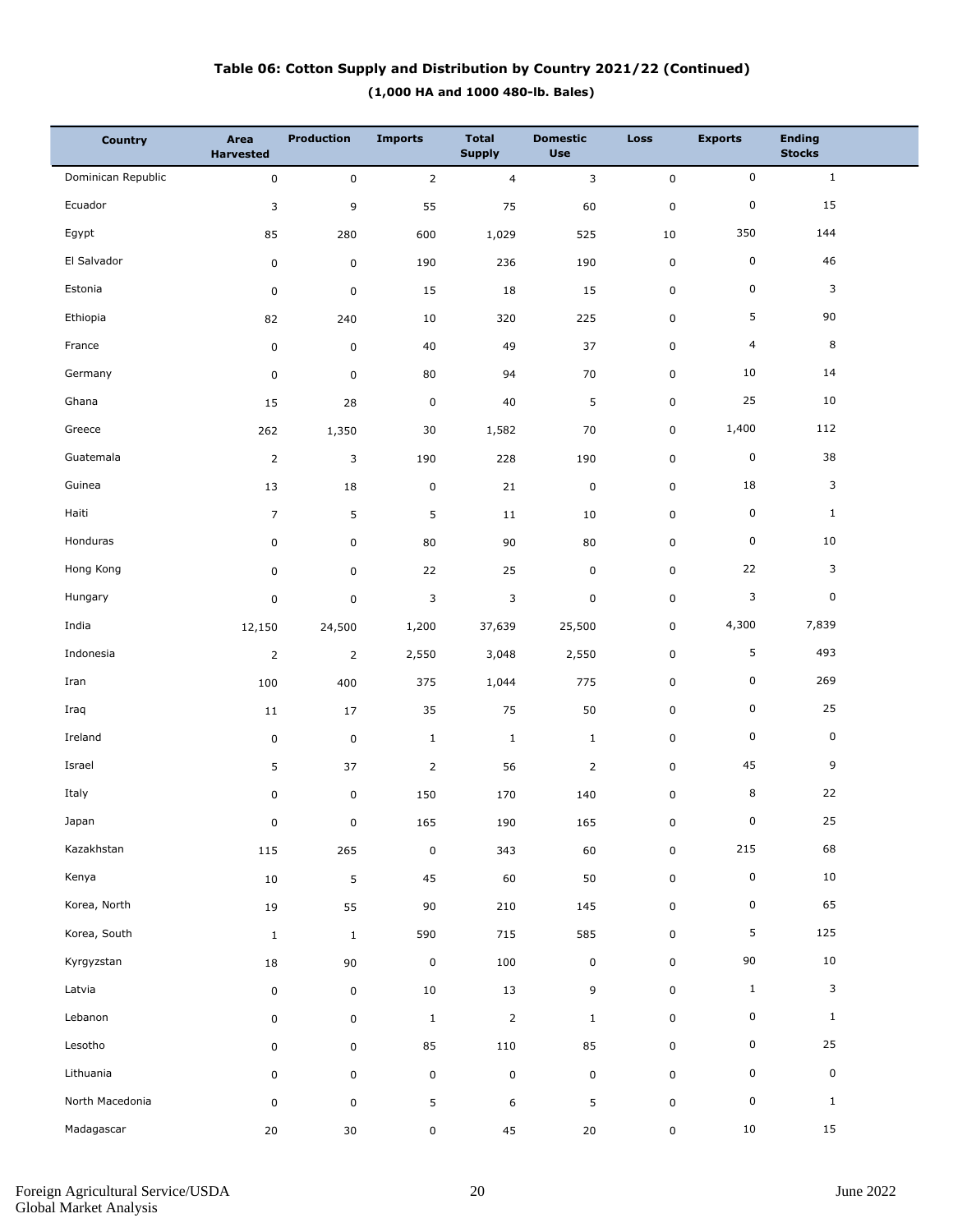## Table 06: Cotton Supply and Distribution by Country 2021/22 (Continued)

**(1,000 HA and 1000 480-lb. Bales)**

| Country | Area Harvested | Production | Imports | Total Supply | Domestic Use | Loss | Exports | Ending Stocks |
|---|---|---|---|---|---|---|---|---|
| Dominican Republic | 0 | 0 | 2 | 4 | 3 | 0 | 0 | 1 |
| Ecuador | 3 | 9 | 55 | 75 | 60 | 0 | 0 | 15 |
| Egypt | 85 | 280 | 600 | 1,029 | 525 | 10 | 350 | 144 |
| El Salvador | 0 | 0 | 190 | 236 | 190 | 0 | 0 | 46 |
| Estonia | 0 | 0 | 15 | 18 | 15 | 0 | 0 | 3 |
| Ethiopia | 82 | 240 | 10 | 320 | 225 | 0 | 5 | 90 |
| France | 0 | 0 | 40 | 49 | 37 | 0 | 4 | 8 |
| Germany | 0 | 0 | 80 | 94 | 70 | 0 | 10 | 14 |
| Ghana | 15 | 28 | 0 | 40 | 5 | 0 | 25 | 10 |
| Greece | 262 | 1,350 | 30 | 1,582 | 70 | 0 | 1,400 | 112 |
| Guatemala | 2 | 3 | 190 | 228 | 190 | 0 | 0 | 38 |
| Guinea | 13 | 18 | 0 | 21 | 0 | 0 | 18 | 3 |
| Haiti | 7 | 5 | 5 | 11 | 10 | 0 | 0 | 1 |
| Honduras | 0 | 0 | 80 | 90 | 80 | 0 | 0 | 10 |
| Hong Kong | 0 | 0 | 22 | 25 | 0 | 0 | 22 | 3 |
| Hungary | 0 | 0 | 3 | 3 | 0 | 0 | 3 | 0 |
| India | 12,150 | 24,500 | 1,200 | 37,639 | 25,500 | 0 | 4,300 | 7,839 |
| Indonesia | 2 | 2 | 2,550 | 3,048 | 2,550 | 0 | 5 | 493 |
| Iran | 100 | 400 | 375 | 1,044 | 775 | 0 | 0 | 269 |
| Iraq | 11 | 17 | 35 | 75 | 50 | 0 | 0 | 25 |
| Ireland | 0 | 0 | 1 | 1 | 1 | 0 | 0 | 0 |
| Israel | 5 | 37 | 2 | 56 | 2 | 0 | 45 | 9 |
| Italy | 0 | 0 | 150 | 170 | 140 | 0 | 8 | 22 |
| Japan | 0 | 0 | 165 | 190 | 165 | 0 | 0 | 25 |
| Kazakhstan | 115 | 265 | 0 | 343 | 60 | 0 | 215 | 68 |
| Kenya | 10 | 5 | 45 | 60 | 50 | 0 | 0 | 10 |
| Korea, North | 19 | 55 | 90 | 210 | 145 | 0 | 0 | 65 |
| Korea, South | 1 | 1 | 590 | 715 | 585 | 0 | 5 | 125 |
| Kyrgyzstan | 18 | 90 | 0 | 100 | 0 | 0 | 90 | 10 |
| Latvia | 0 | 0 | 10 | 13 | 9 | 0 | 1 | 3 |
| Lebanon | 0 | 0 | 1 | 2 | 1 | 0 | 0 | 1 |
| Lesotho | 0 | 0 | 85 | 110 | 85 | 0 | 0 | 25 |
| Lithuania | 0 | 0 | 0 | 0 | 0 | 0 | 0 | 0 |
| North Macedonia | 0 | 0 | 5 | 6 | 5 | 0 | 0 | 1 |
| Madagascar | 20 | 30 | 0 | 45 | 20 | 0 | 10 | 15 |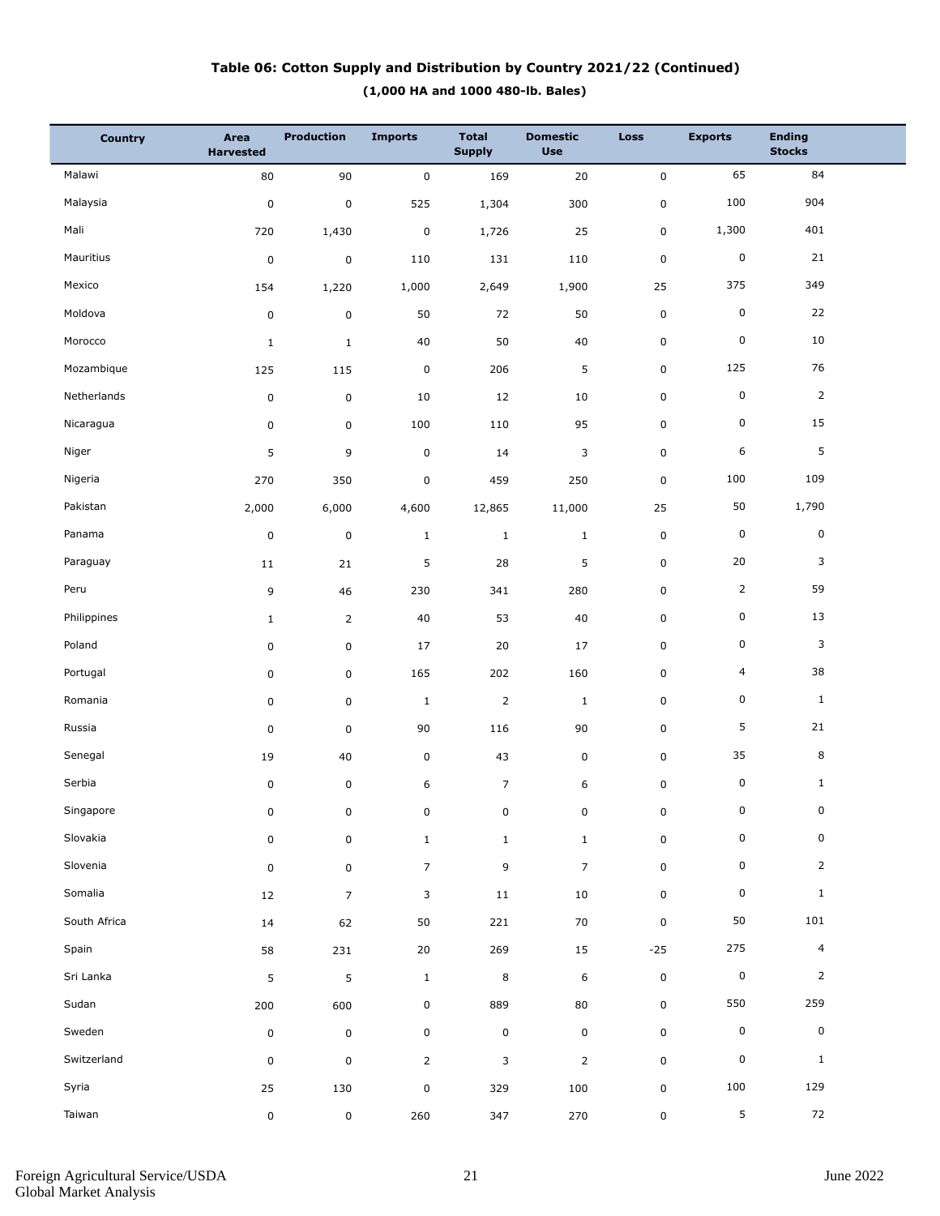**Table 06: Cotton Supply and Distribution by Country 2021/22 (Continued)**

**(1,000 HA and 1000 480-lb. Bales)**

| Country | Area Harvested | Production | Imports | Total Supply | Domestic Use | Loss | Exports | Ending Stocks |
|---|---|---|---|---|---|---|---|---|
| Malawi | 80 | 90 | 0 | 169 | 20 | 0 | 65 | 84 |
| Malaysia | 0 | 0 | 525 | 1,304 | 300 | 0 | 100 | 904 |
| Mali | 720 | 1,430 | 0 | 1,726 | 25 | 0 | 1,300 | 401 |
| Mauritius | 0 | 0 | 110 | 131 | 110 | 0 | 0 | 21 |
| Mexico | 154 | 1,220 | 1,000 | 2,649 | 1,900 | 25 | 375 | 349 |
| Moldova | 0 | 0 | 50 | 72 | 50 | 0 | 0 | 22 |
| Morocco | 1 | 1 | 40 | 50 | 40 | 0 | 0 | 10 |
| Mozambique | 125 | 115 | 0 | 206 | 5 | 0 | 125 | 76 |
| Netherlands | 0 | 0 | 10 | 12 | 10 | 0 | 0 | 2 |
| Nicaragua | 0 | 0 | 100 | 110 | 95 | 0 | 0 | 15 |
| Niger | 5 | 9 | 0 | 14 | 3 | 0 | 6 | 5 |
| Nigeria | 270 | 350 | 0 | 459 | 250 | 0 | 100 | 109 |
| Pakistan | 2,000 | 6,000 | 4,600 | 12,865 | 11,000 | 25 | 50 | 1,790 |
| Panama | 0 | 0 | 1 | 1 | 1 | 0 | 0 | 0 |
| Paraguay | 11 | 21 | 5 | 28 | 5 | 0 | 20 | 3 |
| Peru | 9 | 46 | 230 | 341 | 280 | 0 | 2 | 59 |
| Philippines | 1 | 2 | 40 | 53 | 40 | 0 | 0 | 13 |
| Poland | 0 | 0 | 17 | 20 | 17 | 0 | 0 | 3 |
| Portugal | 0 | 0 | 165 | 202 | 160 | 0 | 4 | 38 |
| Romania | 0 | 0 | 1 | 2 | 1 | 0 | 0 | 1 |
| Russia | 0 | 0 | 90 | 116 | 90 | 0 | 5 | 21 |
| Senegal | 19 | 40 | 0 | 43 | 0 | 0 | 35 | 8 |
| Serbia | 0 | 0 | 6 | 7 | 6 | 0 | 0 | 1 |
| Singapore | 0 | 0 | 0 | 0 | 0 | 0 | 0 | 0 |
| Slovakia | 0 | 0 | 1 | 1 | 1 | 0 | 0 | 0 |
| Slovenia | 0 | 0 | 7 | 9 | 7 | 0 | 0 | 2 |
| Somalia | 12 | 7 | 3 | 11 | 10 | 0 | 0 | 1 |
| South Africa | 14 | 62 | 50 | 221 | 70 | 0 | 50 | 101 |
| Spain | 58 | 231 | 20 | 269 | 15 | -25 | 275 | 4 |
| Sri Lanka | 5 | 5 | 1 | 8 | 6 | 0 | 0 | 2 |
| Sudan | 200 | 600 | 0 | 889 | 80 | 0 | 550 | 259 |
| Sweden | 0 | 0 | 0 | 0 | 0 | 0 | 0 | 0 |
| Switzerland | 0 | 0 | 2 | 3 | 2 | 0 | 0 | 1 |
| Syria | 25 | 130 | 0 | 329 | 100 | 0 | 100 | 129 |
| Taiwan | 0 | 0 | 260 | 347 | 270 | 0 | 5 | 72 |

Foreign Agricultural Service/USDA
Global Market Analysis

June 2022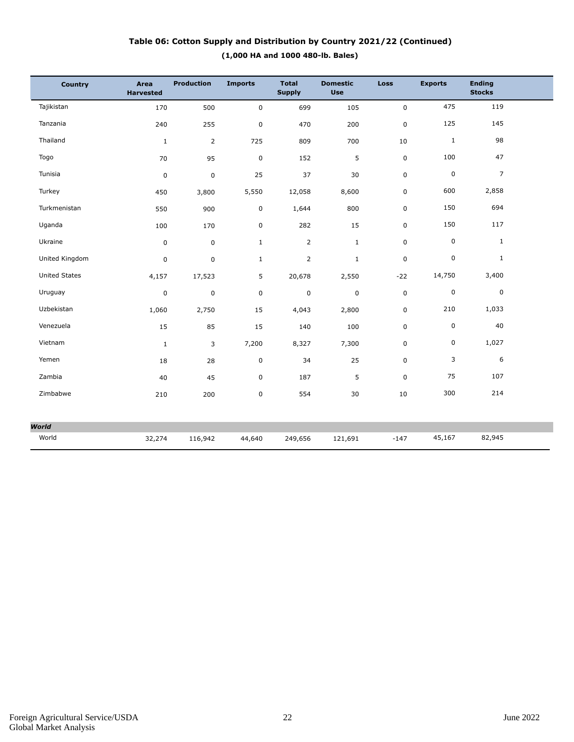# Table 06: Cotton Supply and Distribution by Country 2021/22 (Continued)

**(1,000 HA and 1000 480-lb. Bales)**

| Country | Area Harvested | Production | Imports | Total Supply | Domestic Use | Loss | Exports | Ending Stocks |
|---|---|---|---|---|---|---|---|---|
| Tajikistan | 170 | 500 | 0 | 699 | 105 | 0 | 475 | 119 |
| Tanzania | 240 | 255 | 0 | 470 | 200 | 0 | 125 | 145 |
| Thailand | 1 | 2 | 725 | 809 | 700 | 10 | 1 | 98 |
| Togo | 70 | 95 | 0 | 152 | 5 | 0 | 100 | 47 |
| Tunisia | 0 | 0 | 25 | 37 | 30 | 0 | 0 | 7 |
| Turkey | 450 | 3,800 | 5,550 | 12,058 | 8,600 | 0 | 600 | 2,858 |
| Turkmenistan | 550 | 900 | 0 | 1,644 | 800 | 0 | 150 | 694 |
| Uganda | 100 | 170 | 0 | 282 | 15 | 0 | 150 | 117 |
| Ukraine | 0 | 0 | 1 | 2 | 1 | 0 | 0 | 1 |
| United Kingdom | 0 | 0 | 1 | 2 | 1 | 0 | 0 | 1 |
| United States | 4,157 | 17,523 | 5 | 20,678 | 2,550 | -22 | 14,750 | 3,400 |
| Uruguay | 0 | 0 | 0 | 0 | 0 | 0 | 0 | 0 |
| Uzbekistan | 1,060 | 2,750 | 15 | 4,043 | 2,800 | 0 | 210 | 1,033 |
| Venezuela | 15 | 85 | 15 | 140 | 100 | 0 | 0 | 40 |
| Vietnam | 1 | 3 | 7,200 | 8,327 | 7,300 | 0 | 0 | 1,027 |
| Yemen | 18 | 28 | 0 | 34 | 25 | 0 | 3 | 6 |
| Zambia | 40 | 45 | 0 | 187 | 5 | 0 | 75 | 107 |
| Zimbabwe | 210 | 200 | 0 | 554 | 30 | 10 | 300 | 214 |
| ***World*** | | | | | | | | |
| World | 32,274 | 116,942 | 44,640 | 249,656 | 121,691 | -147 | 45,167 | 82,945 |

Foreign Agricultural Service/USDA
Global Market Analysis

June 2022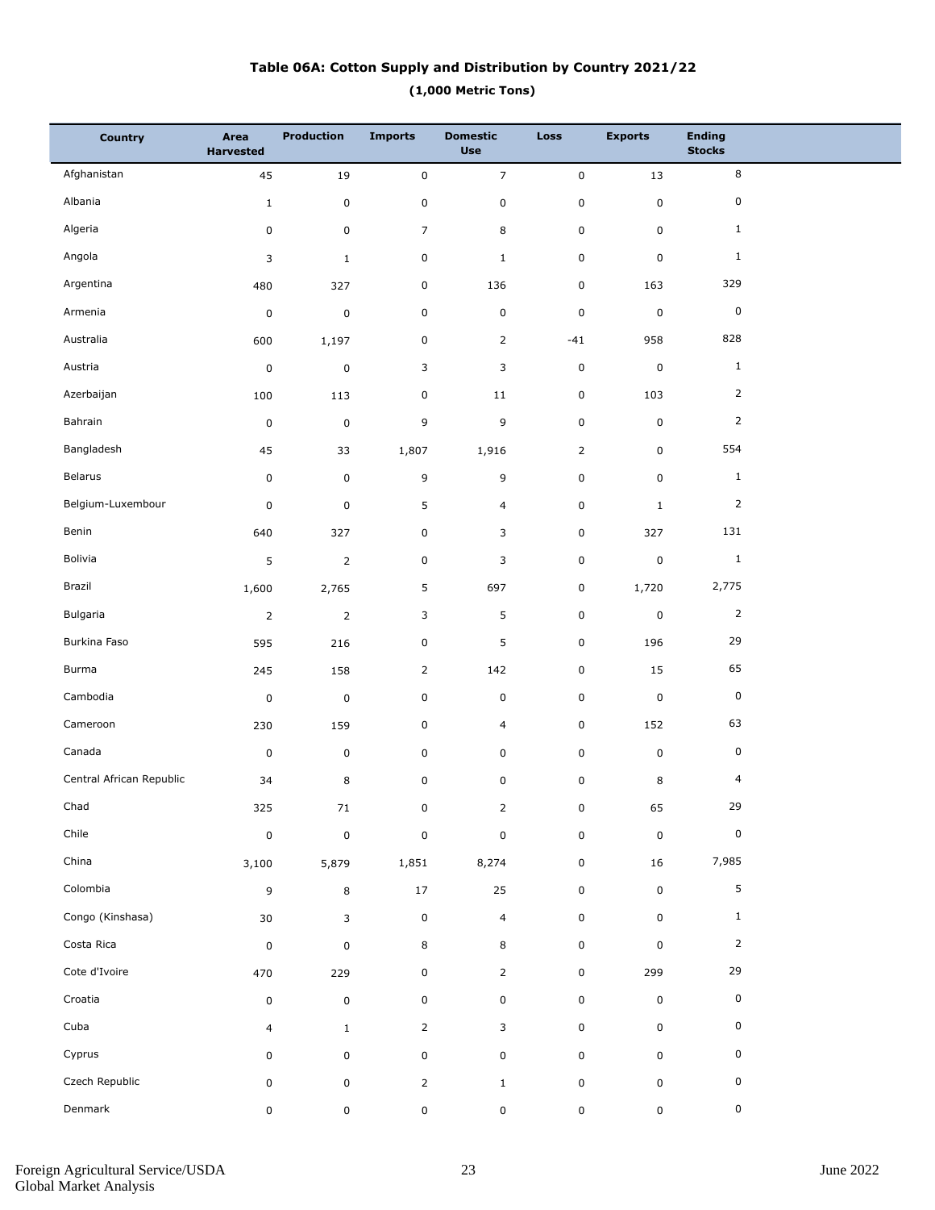# Table 06A: Cotton Supply and Distribution by Country 2021/22

**(1,000 Metric Tons)**

| Country | Area Harvested | Production | Imports | Domestic Use | Loss | Exports | Ending Stocks |
|---|---|---|---|---|---|---|---|
| Afghanistan | 45 | 19 | 0 | 7 | 0 | 13 | 8 |
| Albania | 1 | 0 | 0 | 0 | 0 | 0 | 0 |
| Algeria | 0 | 0 | 7 | 8 | 0 | 0 | 1 |
| Angola | 3 | 1 | 0 | 1 | 0 | 0 | 1 |
| Argentina | 480 | 327 | 0 | 136 | 0 | 163 | 329 |
| Armenia | 0 | 0 | 0 | 0 | 0 | 0 | 0 |
| Australia | 600 | 1,197 | 0 | 2 | -41 | 958 | 828 |
| Austria | 0 | 0 | 3 | 3 | 0 | 0 | 1 |
| Azerbaijan | 100 | 113 | 0 | 11 | 0 | 103 | 2 |
| Bahrain | 0 | 0 | 9 | 9 | 0 | 0 | 2 |
| Bangladesh | 45 | 33 | 1,807 | 1,916 | 2 | 0 | 554 |
| Belarus | 0 | 0 | 9 | 9 | 0 | 0 | 1 |
| Belgium-Luxembour | 0 | 0 | 5 | 4 | 0 | 1 | 2 |
| Benin | 640 | 327 | 0 | 3 | 0 | 327 | 131 |
| Bolivia | 5 | 2 | 0 | 3 | 0 | 0 | 1 |
| Brazil | 1,600 | 2,765 | 5 | 697 | 0 | 1,720 | 2,775 |
| Bulgaria | 2 | 2 | 3 | 5 | 0 | 0 | 2 |
| Burkina Faso | 595 | 216 | 0 | 5 | 0 | 196 | 29 |
| Burma | 245 | 158 | 2 | 142 | 0 | 15 | 65 |
| Cambodia | 0 | 0 | 0 | 0 | 0 | 0 | 0 |
| Cameroon | 230 | 159 | 0 | 4 | 0 | 152 | 63 |
| Canada | 0 | 0 | 0 | 0 | 0 | 0 | 0 |
| Central African Republic | 34 | 8 | 0 | 0 | 0 | 8 | 4 |
| Chad | 325 | 71 | 0 | 2 | 0 | 65 | 29 |
| Chile | 0 | 0 | 0 | 0 | 0 | 0 | 0 |
| China | 3,100 | 5,879 | 1,851 | 8,274 | 0 | 16 | 7,985 |
| Colombia | 9 | 8 | 17 | 25 | 0 | 0 | 5 |
| Congo (Kinshasa) | 30 | 3 | 0 | 4 | 0 | 0 | 1 |
| Costa Rica | 0 | 0 | 8 | 8 | 0 | 0 | 2 |
| Cote d'Ivoire | 470 | 229 | 0 | 2 | 0 | 299 | 29 |
| Croatia | 0 | 0 | 0 | 0 | 0 | 0 | 0 |
| Cuba | 4 | 1 | 2 | 3 | 0 | 0 | 0 |
| Cyprus | 0 | 0 | 0 | 0 | 0 | 0 | 0 |
| Czech Republic | 0 | 0 | 2 | 1 | 0 | 0 | 0 |
| Denmark | 0 | 0 | 0 | 0 | 0 | 0 | 0 |

Foreign Agricultural Service/USDA
Global Market Analysis

June 2022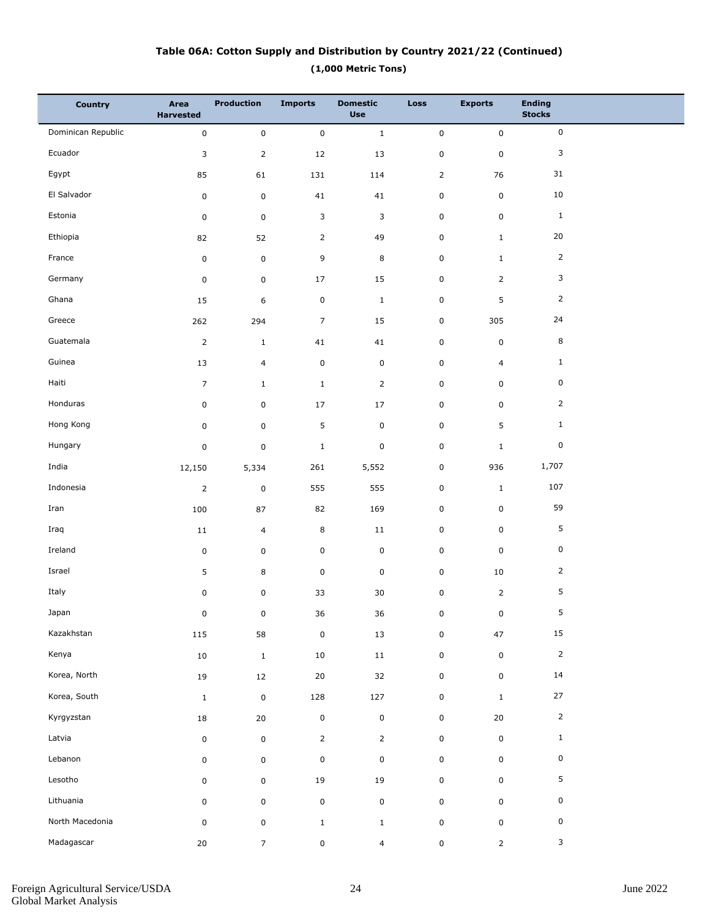## Table 06A: Cotton Supply and Distribution by Country 2021/22 (Continued)

**(1,000 Metric Tons)**

| Country | Area Harvested | Production | Imports | Domestic Use | Loss | Exports | Ending Stocks |
|---|---|---|---|---|---|---|---|
| Dominican Republic | 0 | 0 | 0 | 1 | 0 | 0 | 0 |
| Ecuador | 3 | 2 | 12 | 13 | 0 | 0 | 3 |
| Egypt | 85 | 61 | 131 | 114 | 2 | 76 | 31 |
| El Salvador | 0 | 0 | 41 | 41 | 0 | 0 | 10 |
| Estonia | 0 | 0 | 3 | 3 | 0 | 0 | 1 |
| Ethiopia | 82 | 52 | 2 | 49 | 0 | 1 | 20 |
| France | 0 | 0 | 9 | 8 | 0 | 1 | 2 |
| Germany | 0 | 0 | 17 | 15 | 0 | 2 | 3 |
| Ghana | 15 | 6 | 0 | 1 | 0 | 5 | 2 |
| Greece | 262 | 294 | 7 | 15 | 0 | 305 | 24 |
| Guatemala | 2 | 1 | 41 | 41 | 0 | 0 | 8 |
| Guinea | 13 | 4 | 0 | 0 | 0 | 4 | 1 |
| Haiti | 7 | 1 | 1 | 2 | 0 | 0 | 0 |
| Honduras | 0 | 0 | 17 | 17 | 0 | 0 | 2 |
| Hong Kong | 0 | 0 | 5 | 0 | 0 | 5 | 1 |
| Hungary | 0 | 0 | 1 | 0 | 0 | 1 | 0 |
| India | 12,150 | 5,334 | 261 | 5,552 | 0 | 936 | 1,707 |
| Indonesia | 2 | 0 | 555 | 555 | 0 | 1 | 107 |
| Iran | 100 | 87 | 82 | 169 | 0 | 0 | 59 |
| Iraq | 11 | 4 | 8 | 11 | 0 | 0 | 5 |
| Ireland | 0 | 0 | 0 | 0 | 0 | 0 | 0 |
| Israel | 5 | 8 | 0 | 0 | 0 | 10 | 2 |
| Italy | 0 | 0 | 33 | 30 | 0 | 2 | 5 |
| Japan | 0 | 0 | 36 | 36 | 0 | 0 | 5 |
| Kazakhstan | 115 | 58 | 0 | 13 | 0 | 47 | 15 |
| Kenya | 10 | 1 | 10 | 11 | 0 | 0 | 2 |
| Korea, North | 19 | 12 | 20 | 32 | 0 | 0 | 14 |
| Korea, South | 1 | 0 | 128 | 127 | 0 | 1 | 27 |
| Kyrgyzstan | 18 | 20 | 0 | 0 | 0 | 20 | 2 |
| Latvia | 0 | 0 | 2 | 2 | 0 | 0 | 1 |
| Lebanon | 0 | 0 | 0 | 0 | 0 | 0 | 0 |
| Lesotho | 0 | 0 | 19 | 19 | 0 | 0 | 5 |
| Lithuania | 0 | 0 | 0 | 0 | 0 | 0 | 0 |
| North Macedonia | 0 | 0 | 1 | 1 | 0 | 0 | 0 |
| Madagascar | 20 | 7 | 0 | 4 | 0 | 2 | 3 |

Foreign Agricultural Service/USDA
Global Market Analysis

June 2022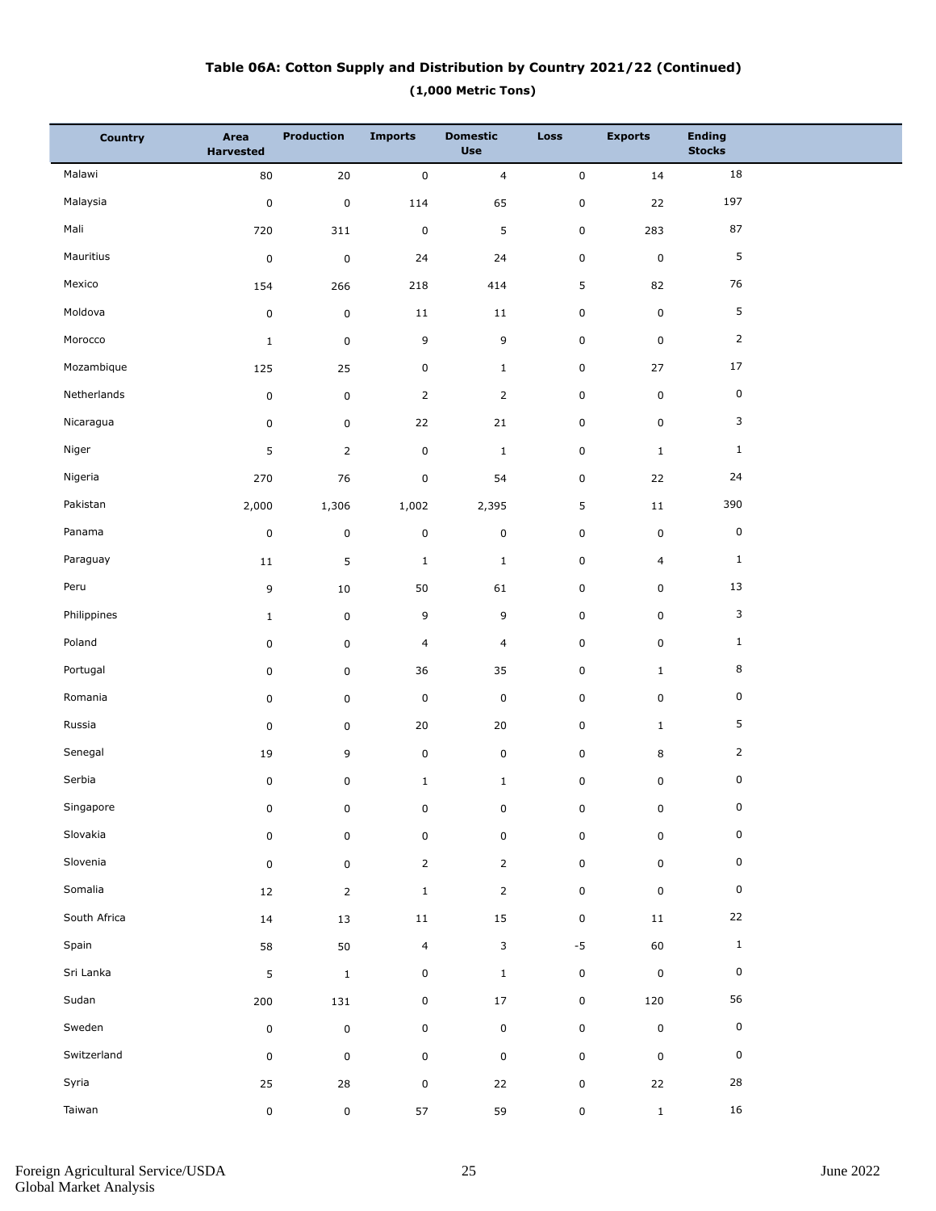**Table 06A: Cotton Supply and Distribution by Country 2021/22 (Continued)**

**(1,000 Metric Tons)**

| Country | Area Harvested | Production | Imports | Domestic Use | Loss | Exports | Ending Stocks |
|---|---|---|---|---|---|---|---|
| Malawi | 80 | 20 | 0 | 4 | 0 | 14 | 18 |
| Malaysia | 0 | 0 | 114 | 65 | 0 | 22 | 197 |
| Mali | 720 | 311 | 0 | 5 | 0 | 283 | 87 |
| Mauritius | 0 | 0 | 24 | 24 | 0 | 0 | 5 |
| Mexico | 154 | 266 | 218 | 414 | 5 | 82 | 76 |
| Moldova | 0 | 0 | 11 | 11 | 0 | 0 | 5 |
| Morocco | 1 | 0 | 9 | 9 | 0 | 0 | 2 |
| Mozambique | 125 | 25 | 0 | 1 | 0 | 27 | 17 |
| Netherlands | 0 | 0 | 2 | 2 | 0 | 0 | 0 |
| Nicaragua | 0 | 0 | 22 | 21 | 0 | 0 | 3 |
| Niger | 5 | 2 | 0 | 1 | 0 | 1 | 1 |
| Nigeria | 270 | 76 | 0 | 54 | 0 | 22 | 24 |
| Pakistan | 2,000 | 1,306 | 1,002 | 2,395 | 5 | 11 | 390 |
| Panama | 0 | 0 | 0 | 0 | 0 | 0 | 0 |
| Paraguay | 11 | 5 | 1 | 1 | 0 | 4 | 1 |
| Peru | 9 | 10 | 50 | 61 | 0 | 0 | 13 |
| Philippines | 1 | 0 | 9 | 9 | 0 | 0 | 3 |
| Poland | 0 | 0 | 4 | 4 | 0 | 0 | 1 |
| Portugal | 0 | 0 | 36 | 35 | 0 | 1 | 8 |
| Romania | 0 | 0 | 0 | 0 | 0 | 0 | 0 |
| Russia | 0 | 0 | 20 | 20 | 0 | 1 | 5 |
| Senegal | 19 | 9 | 0 | 0 | 0 | 8 | 2 |
| Serbia | 0 | 0 | 1 | 1 | 0 | 0 | 0 |
| Singapore | 0 | 0 | 0 | 0 | 0 | 0 | 0 |
| Slovakia | 0 | 0 | 0 | 0 | 0 | 0 | 0 |
| Slovenia | 0 | 0 | 2 | 2 | 0 | 0 | 0 |
| Somalia | 12 | 2 | 1 | 2 | 0 | 0 | 0 |
| South Africa | 14 | 13 | 11 | 15 | 0 | 11 | 22 |
| Spain | 58 | 50 | 4 | 3 | -5 | 60 | 1 |
| Sri Lanka | 5 | 1 | 0 | 1 | 0 | 0 | 0 |
| Sudan | 200 | 131 | 0 | 17 | 0 | 120 | 56 |
| Sweden | 0 | 0 | 0 | 0 | 0 | 0 | 0 |
| Switzerland | 0 | 0 | 0 | 0 | 0 | 0 | 0 |
| Syria | 25 | 28 | 0 | 22 | 0 | 22 | 28 |
| Taiwan | 0 | 0 | 57 | 59 | 0 | 1 | 16 |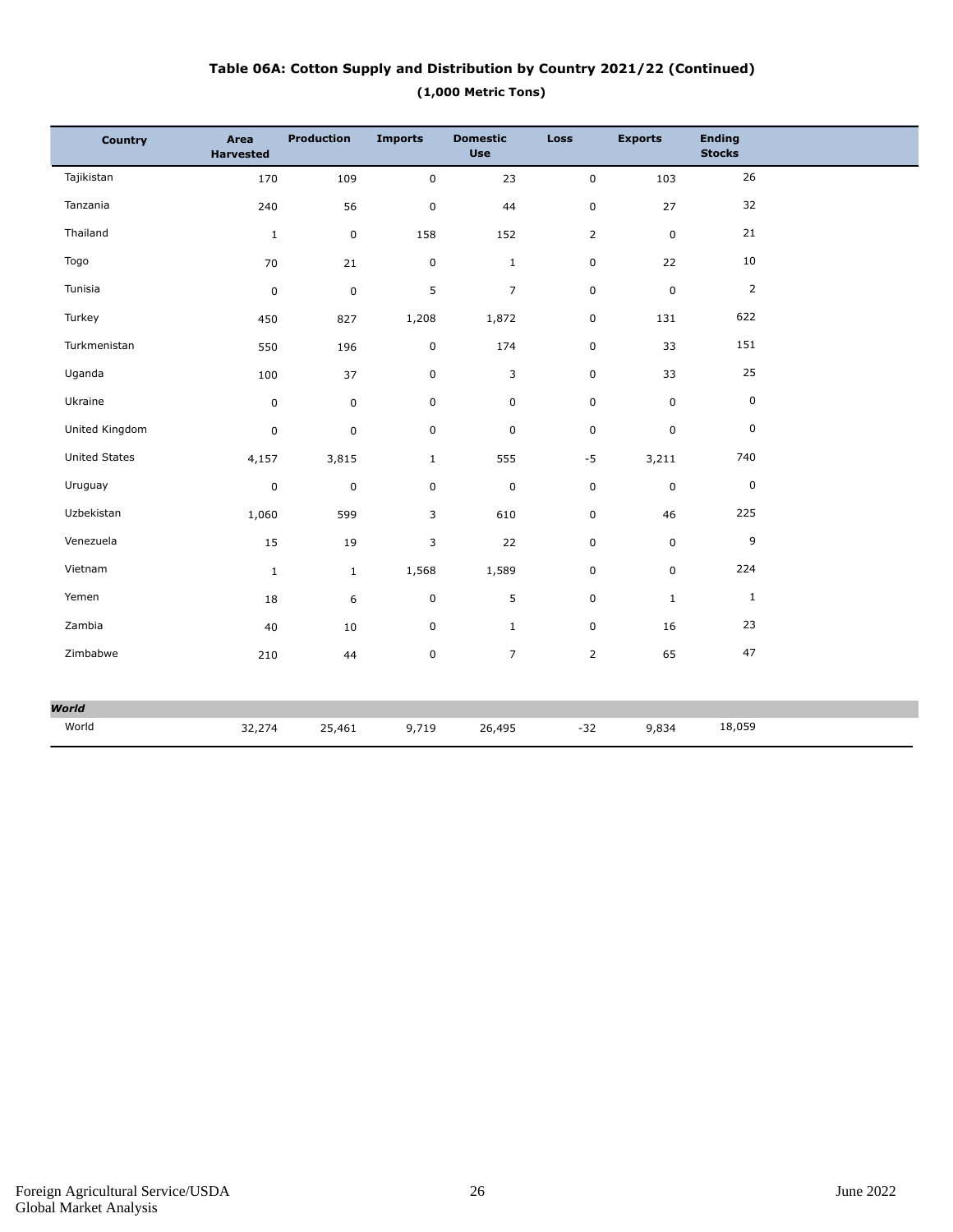# Table 06A: Cotton Supply and Distribution by Country 2021/22 (Continued)

**(1,000 Metric Tons)**

| Country | Area Harvested | Production | Imports | Domestic Use | Loss | Exports | Ending Stocks |
|---|---|---|---|---|---|---|---|
| Tajikistan | 170 | 109 | 0 | 23 | 0 | 103 | 26 |
| Tanzania | 240 | 56 | 0 | 44 | 0 | 27 | 32 |
| Thailand | 1 | 0 | 158 | 152 | 2 | 0 | 21 |
| Togo | 70 | 21 | 0 | 1 | 0 | 22 | 10 |
| Tunisia | 0 | 0 | 5 | 7 | 0 | 0 | 2 |
| Turkey | 450 | 827 | 1,208 | 1,872 | 0 | 131 | 622 |
| Turkmenistan | 550 | 196 | 0 | 174 | 0 | 33 | 151 |
| Uganda | 100 | 37 | 0 | 3 | 0 | 33 | 25 |
| Ukraine | 0 | 0 | 0 | 0 | 0 | 0 | 0 |
| United Kingdom | 0 | 0 | 0 | 0 | 0 | 0 | 0 |
| United States | 4,157 | 3,815 | 1 | 555 | -5 | 3,211 | 740 |
| Uruguay | 0 | 0 | 0 | 0 | 0 | 0 | 0 |
| Uzbekistan | 1,060 | 599 | 3 | 610 | 0 | 46 | 225 |
| Venezuela | 15 | 19 | 3 | 22 | 0 | 0 | 9 |
| Vietnam | 1 | 1 | 1,568 | 1,589 | 0 | 0 | 224 |
| Yemen | 18 | 6 | 0 | 5 | 0 | 1 | 1 |
| Zambia | 40 | 10 | 0 | 1 | 0 | 16 | 23 |
| Zimbabwe | 210 | 44 | 0 | 7 | 2 | 65 | 47 |
| ***World*** | | | | | | | |
| World | 32,274 | 25,461 | 9,719 | 26,495 | -32 | 9,834 | 18,059 |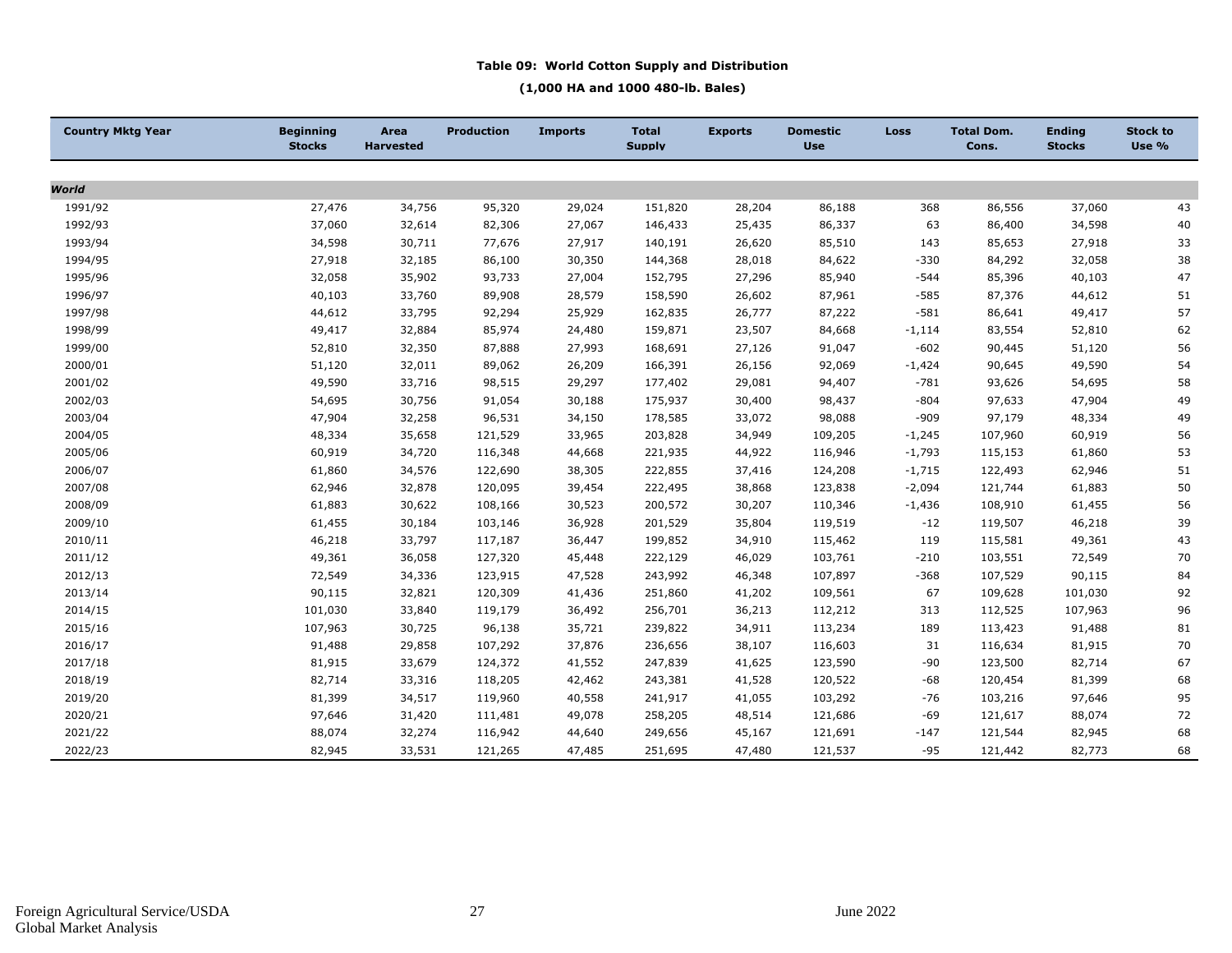**Table 09: World Cotton Supply and Distribution**

**(1,000 HA and 1000 480-lb. Bales)**

| Country Mktg Year | Beginning Stocks | Area Harvested | Production | Imports | Total Supply | Exports | Domestic Use | Loss | Total Dom. Cons. | Ending Stocks | Stock to Use % |
|---|---|---|---|---|---|---|---|---|---|---|---|
| ***World*** | | | | | | | | | | | |
| 1991/92 | 27,476 | 34,756 | 95,320 | 29,024 | 151,820 | 28,204 | 86,188 | 368 | 86,556 | 37,060 | 43 |
| 1992/93 | 37,060 | 32,614 | 82,306 | 27,067 | 146,433 | 25,435 | 86,337 | 63 | 86,400 | 34,598 | 40 |
| 1993/94 | 34,598 | 30,711 | 77,676 | 27,917 | 140,191 | 26,620 | 85,510 | 143 | 85,653 | 27,918 | 33 |
| 1994/95 | 27,918 | 32,185 | 86,100 | 30,350 | 144,368 | 28,018 | 84,622 | -330 | 84,292 | 32,058 | 38 |
| 1995/96 | 32,058 | 35,902 | 93,733 | 27,004 | 152,795 | 27,296 | 85,940 | -544 | 85,396 | 40,103 | 47 |
| 1996/97 | 40,103 | 33,760 | 89,908 | 28,579 | 158,590 | 26,602 | 87,961 | -585 | 87,376 | 44,612 | 51 |
| 1997/98 | 44,612 | 33,795 | 92,294 | 25,929 | 162,835 | 26,777 | 87,222 | -581 | 86,641 | 49,417 | 57 |
| 1998/99 | 49,417 | 32,884 | 85,974 | 24,480 | 159,871 | 23,507 | 84,668 | -1,114 | 83,554 | 52,810 | 62 |
| 1999/00 | 52,810 | 32,350 | 87,888 | 27,993 | 168,691 | 27,126 | 91,047 | -602 | 90,445 | 51,120 | 56 |
| 2000/01 | 51,120 | 32,011 | 89,062 | 26,209 | 166,391 | 26,156 | 92,069 | -1,424 | 90,645 | 49,590 | 54 |
| 2001/02 | 49,590 | 33,716 | 98,515 | 29,297 | 177,402 | 29,081 | 94,407 | -781 | 93,626 | 54,695 | 58 |
| 2002/03 | 54,695 | 30,756 | 91,054 | 30,188 | 175,937 | 30,400 | 98,437 | -804 | 97,633 | 47,904 | 49 |
| 2003/04 | 47,904 | 32,258 | 96,531 | 34,150 | 178,585 | 33,072 | 98,088 | -909 | 97,179 | 48,334 | 49 |
| 2004/05 | 48,334 | 35,658 | 121,529 | 33,965 | 203,828 | 34,949 | 109,205 | -1,245 | 107,960 | 60,919 | 56 |
| 2005/06 | 60,919 | 34,720 | 116,348 | 44,668 | 221,935 | 44,922 | 116,946 | -1,793 | 115,153 | 61,860 | 53 |
| 2006/07 | 61,860 | 34,576 | 122,690 | 38,305 | 222,855 | 37,416 | 124,208 | -1,715 | 122,493 | 62,946 | 51 |
| 2007/08 | 62,946 | 32,878 | 120,095 | 39,454 | 222,495 | 38,868 | 123,838 | -2,094 | 121,744 | 61,883 | 50 |
| 2008/09 | 61,883 | 30,622 | 108,166 | 30,523 | 200,572 | 30,207 | 110,346 | -1,436 | 108,910 | 61,455 | 56 |
| 2009/10 | 61,455 | 30,184 | 103,146 | 36,928 | 201,529 | 35,804 | 119,519 | -12 | 119,507 | 46,218 | 39 |
| 2010/11 | 46,218 | 33,797 | 117,187 | 36,447 | 199,852 | 34,910 | 115,462 | 119 | 115,581 | 49,361 | 43 |
| 2011/12 | 49,361 | 36,058 | 127,320 | 45,448 | 222,129 | 46,029 | 103,761 | -210 | 103,551 | 72,549 | 70 |
| 2012/13 | 72,549 | 34,336 | 123,915 | 47,528 | 243,992 | 46,348 | 107,897 | -368 | 107,529 | 90,115 | 84 |
| 2013/14 | 90,115 | 32,821 | 120,309 | 41,436 | 251,860 | 41,202 | 109,561 | 67 | 109,628 | 101,030 | 92 |
| 2014/15 | 101,030 | 33,840 | 119,179 | 36,492 | 256,701 | 36,213 | 112,212 | 313 | 112,525 | 107,963 | 96 |
| 2015/16 | 107,963 | 30,725 | 96,138 | 35,721 | 239,822 | 34,911 | 113,234 | 189 | 113,423 | 91,488 | 81 |
| 2016/17 | 91,488 | 29,858 | 107,292 | 37,876 | 236,656 | 38,107 | 116,603 | 31 | 116,634 | 81,915 | 70 |
| 2017/18 | 81,915 | 33,679 | 124,372 | 41,552 | 247,839 | 41,625 | 123,590 | -90 | 123,500 | 82,714 | 67 |
| 2018/19 | 82,714 | 33,316 | 118,205 | 42,462 | 243,381 | 41,528 | 120,522 | -68 | 120,454 | 81,399 | 68 |
| 2019/20 | 81,399 | 34,517 | 119,960 | 40,558 | 241,917 | 41,055 | 103,292 | -76 | 103,216 | 97,646 | 95 |
| 2020/21 | 97,646 | 31,420 | 111,481 | 49,078 | 258,205 | 48,514 | 121,686 | -69 | 121,617 | 88,074 | 72 |
| 2021/22 | 88,074 | 32,274 | 116,942 | 44,640 | 249,656 | 45,167 | 121,691 | -147 | 121,544 | 82,945 | 68 |
| 2022/23 | 82,945 | 33,531 | 121,265 | 47,485 | 251,695 | 47,480 | 121,537 | -95 | 121,442 | 82,773 | 68 |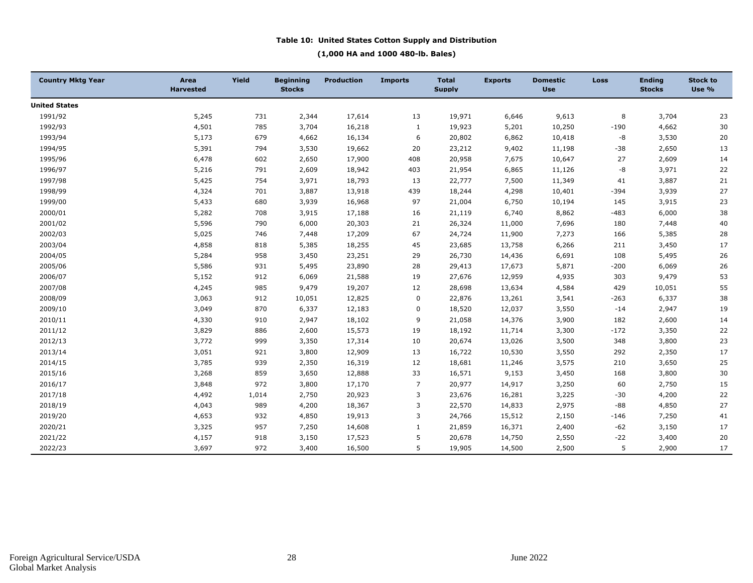**Table 10: United States Cotton Supply and Distribution**

**(1,000 HA and 1000 480-lb. Bales)**

| Country Mktg Year | Area Harvested | Yield | Beginning Stocks | Production | Imports | Total Supply | Exports | Domestic Use | Loss | Ending Stocks | Stock to Use % |
|---|---|---|---|---|---|---|---|---|---|---|---|
| **United States** | | | | | | | | | | | |
| 1991/92 | 5,245 | 731 | 2,344 | 17,614 | 13 | 19,971 | 6,646 | 9,613 | 8 | 3,704 | 23 |
| 1992/93 | 4,501 | 785 | 3,704 | 16,218 | 1 | 19,923 | 5,201 | 10,250 | -190 | 4,662 | 30 |
| 1993/94 | 5,173 | 679 | 4,662 | 16,134 | 6 | 20,802 | 6,862 | 10,418 | -8 | 3,530 | 20 |
| 1994/95 | 5,391 | 794 | 3,530 | 19,662 | 20 | 23,212 | 9,402 | 11,198 | -38 | 2,650 | 13 |
| 1995/96 | 6,478 | 602 | 2,650 | 17,900 | 408 | 20,958 | 7,675 | 10,647 | 27 | 2,609 | 14 |
| 1996/97 | 5,216 | 791 | 2,609 | 18,942 | 403 | 21,954 | 6,865 | 11,126 | -8 | 3,971 | 22 |
| 1997/98 | 5,425 | 754 | 3,971 | 18,793 | 13 | 22,777 | 7,500 | 11,349 | 41 | 3,887 | 21 |
| 1998/99 | 4,324 | 701 | 3,887 | 13,918 | 439 | 18,244 | 4,298 | 10,401 | -394 | 3,939 | 27 |
| 1999/00 | 5,433 | 680 | 3,939 | 16,968 | 97 | 21,004 | 6,750 | 10,194 | 145 | 3,915 | 23 |
| 2000/01 | 5,282 | 708 | 3,915 | 17,188 | 16 | 21,119 | 6,740 | 8,862 | -483 | 6,000 | 38 |
| 2001/02 | 5,596 | 790 | 6,000 | 20,303 | 21 | 26,324 | 11,000 | 7,696 | 180 | 7,448 | 40 |
| 2002/03 | 5,025 | 746 | 7,448 | 17,209 | 67 | 24,724 | 11,900 | 7,273 | 166 | 5,385 | 28 |
| 2003/04 | 4,858 | 818 | 5,385 | 18,255 | 45 | 23,685 | 13,758 | 6,266 | 211 | 3,450 | 17 |
| 2004/05 | 5,284 | 958 | 3,450 | 23,251 | 29 | 26,730 | 14,436 | 6,691 | 108 | 5,495 | 26 |
| 2005/06 | 5,586 | 931 | 5,495 | 23,890 | 28 | 29,413 | 17,673 | 5,871 | -200 | 6,069 | 26 |
| 2006/07 | 5,152 | 912 | 6,069 | 21,588 | 19 | 27,676 | 12,959 | 4,935 | 303 | 9,479 | 53 |
| 2007/08 | 4,245 | 985 | 9,479 | 19,207 | 12 | 28,698 | 13,634 | 4,584 | 429 | 10,051 | 55 |
| 2008/09 | 3,063 | 912 | 10,051 | 12,825 | 0 | 22,876 | 13,261 | 3,541 | -263 | 6,337 | 38 |
| 2009/10 | 3,049 | 870 | 6,337 | 12,183 | 0 | 18,520 | 12,037 | 3,550 | -14 | 2,947 | 19 |
| 2010/11 | 4,330 | 910 | 2,947 | 18,102 | 9 | 21,058 | 14,376 | 3,900 | 182 | 2,600 | 14 |
| 2011/12 | 3,829 | 886 | 2,600 | 15,573 | 19 | 18,192 | 11,714 | 3,300 | -172 | 3,350 | 22 |
| 2012/13 | 3,772 | 999 | 3,350 | 17,314 | 10 | 20,674 | 13,026 | 3,500 | 348 | 3,800 | 23 |
| 2013/14 | 3,051 | 921 | 3,800 | 12,909 | 13 | 16,722 | 10,530 | 3,550 | 292 | 2,350 | 17 |
| 2014/15 | 3,785 | 939 | 2,350 | 16,319 | 12 | 18,681 | 11,246 | 3,575 | 210 | 3,650 | 25 |
| 2015/16 | 3,268 | 859 | 3,650 | 12,888 | 33 | 16,571 | 9,153 | 3,450 | 168 | 3,800 | 30 |
| 2016/17 | 3,848 | 972 | 3,800 | 17,170 | 7 | 20,977 | 14,917 | 3,250 | 60 | 2,750 | 15 |
| 2017/18 | 4,492 | 1,014 | 2,750 | 20,923 | 3 | 23,676 | 16,281 | 3,225 | -30 | 4,200 | 22 |
| 2018/19 | 4,043 | 989 | 4,200 | 18,367 | 3 | 22,570 | 14,833 | 2,975 | -88 | 4,850 | 27 |
| 2019/20 | 4,653 | 932 | 4,850 | 19,913 | 3 | 24,766 | 15,512 | 2,150 | -146 | 7,250 | 41 |
| 2020/21 | 3,325 | 957 | 7,250 | 14,608 | 1 | 21,859 | 16,371 | 2,400 | -62 | 3,150 | 17 |
| 2021/22 | 4,157 | 918 | 3,150 | 17,523 | 5 | 20,678 | 14,750 | 2,550 | -22 | 3,400 | 20 |
| 2022/23 | 3,697 | 972 | 3,400 | 16,500 | 5 | 19,905 | 14,500 | 2,500 | 5 | 2,900 | 17 |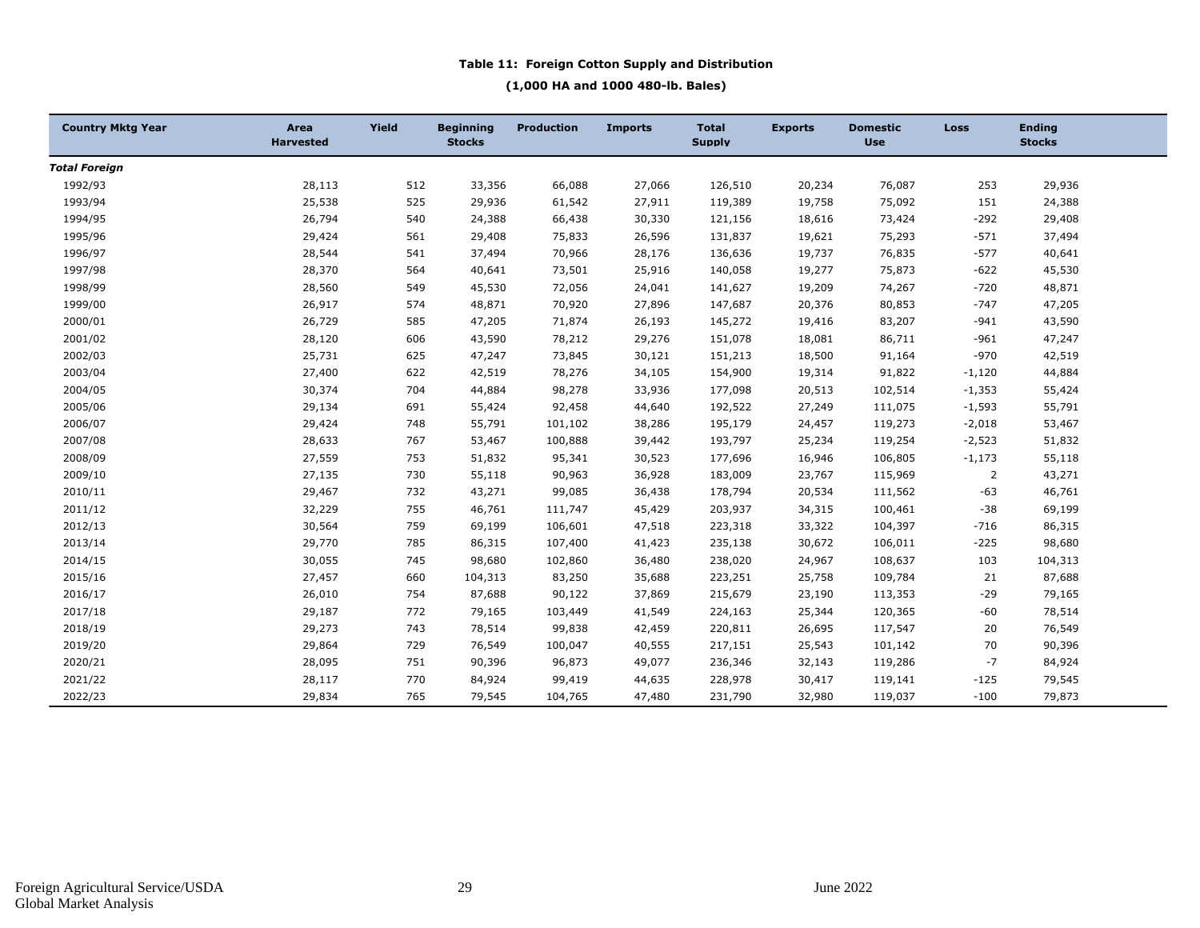**Table 11: Foreign Cotton Supply and Distribution**

**(1,000 HA and 1000 480-lb. Bales)**

| Country Mktg Year | Area Harvested | Yield | Beginning Stocks | Production | Imports | Total Supply | Exports | Domestic Use | Loss | Ending Stocks |
|---|---|---|---|---|---|---|---|---|---|---|
| ***Total Foreign*** | | | | | | | | | | |
| 1992/93 | 28,113 | 512 | 33,356 | 66,088 | 27,066 | 126,510 | 20,234 | 76,087 | 253 | 29,936 |
| 1993/94 | 25,538 | 525 | 29,936 | 61,542 | 27,911 | 119,389 | 19,758 | 75,092 | 151 | 24,388 |
| 1994/95 | 26,794 | 540 | 24,388 | 66,438 | 30,330 | 121,156 | 18,616 | 73,424 | -292 | 29,408 |
| 1995/96 | 29,424 | 561 | 29,408 | 75,833 | 26,596 | 131,837 | 19,621 | 75,293 | -571 | 37,494 |
| 1996/97 | 28,544 | 541 | 37,494 | 70,966 | 28,176 | 136,636 | 19,737 | 76,835 | -577 | 40,641 |
| 1997/98 | 28,370 | 564 | 40,641 | 73,501 | 25,916 | 140,058 | 19,277 | 75,873 | -622 | 45,530 |
| 1998/99 | 28,560 | 549 | 45,530 | 72,056 | 24,041 | 141,627 | 19,209 | 74,267 | -720 | 48,871 |
| 1999/00 | 26,917 | 574 | 48,871 | 70,920 | 27,896 | 147,687 | 20,376 | 80,853 | -747 | 47,205 |
| 2000/01 | 26,729 | 585 | 47,205 | 71,874 | 26,193 | 145,272 | 19,416 | 83,207 | -941 | 43,590 |
| 2001/02 | 28,120 | 606 | 43,590 | 78,212 | 29,276 | 151,078 | 18,081 | 86,711 | -961 | 47,247 |
| 2002/03 | 25,731 | 625 | 47,247 | 73,845 | 30,121 | 151,213 | 18,500 | 91,164 | -970 | 42,519 |
| 2003/04 | 27,400 | 622 | 42,519 | 78,276 | 34,105 | 154,900 | 19,314 | 91,822 | -1,120 | 44,884 |
| 2004/05 | 30,374 | 704 | 44,884 | 98,278 | 33,936 | 177,098 | 20,513 | 102,514 | -1,353 | 55,424 |
| 2005/06 | 29,134 | 691 | 55,424 | 92,458 | 44,640 | 192,522 | 27,249 | 111,075 | -1,593 | 55,791 |
| 2006/07 | 29,424 | 748 | 55,791 | 101,102 | 38,286 | 195,179 | 24,457 | 119,273 | -2,018 | 53,467 |
| 2007/08 | 28,633 | 767 | 53,467 | 100,888 | 39,442 | 193,797 | 25,234 | 119,254 | -2,523 | 51,832 |
| 2008/09 | 27,559 | 753 | 51,832 | 95,341 | 30,523 | 177,696 | 16,946 | 106,805 | -1,173 | 55,118 |
| 2009/10 | 27,135 | 730 | 55,118 | 90,963 | 36,928 | 183,009 | 23,767 | 115,969 | 2 | 43,271 |
| 2010/11 | 29,467 | 732 | 43,271 | 99,085 | 36,438 | 178,794 | 20,534 | 111,562 | -63 | 46,761 |
| 2011/12 | 32,229 | 755 | 46,761 | 111,747 | 45,429 | 203,937 | 34,315 | 100,461 | -38 | 69,199 |
| 2012/13 | 30,564 | 759 | 69,199 | 106,601 | 47,518 | 223,318 | 33,322 | 104,397 | -716 | 86,315 |
| 2013/14 | 29,770 | 785 | 86,315 | 107,400 | 41,423 | 235,138 | 30,672 | 106,011 | -225 | 98,680 |
| 2014/15 | 30,055 | 745 | 98,680 | 102,860 | 36,480 | 238,020 | 24,967 | 108,637 | 103 | 104,313 |
| 2015/16 | 27,457 | 660 | 104,313 | 83,250 | 35,688 | 223,251 | 25,758 | 109,784 | 21 | 87,688 |
| 2016/17 | 26,010 | 754 | 87,688 | 90,122 | 37,869 | 215,679 | 23,190 | 113,353 | -29 | 79,165 |
| 2017/18 | 29,187 | 772 | 79,165 | 103,449 | 41,549 | 224,163 | 25,344 | 120,365 | -60 | 78,514 |
| 2018/19 | 29,273 | 743 | 78,514 | 99,838 | 42,459 | 220,811 | 26,695 | 117,547 | 20 | 76,549 |
| 2019/20 | 29,864 | 729 | 76,549 | 100,047 | 40,555 | 217,151 | 25,543 | 101,142 | 70 | 90,396 |
| 2020/21 | 28,095 | 751 | 90,396 | 96,873 | 49,077 | 236,346 | 32,143 | 119,286 | -7 | 84,924 |
| 2021/22 | 28,117 | 770 | 84,924 | 99,419 | 44,635 | 228,978 | 30,417 | 119,141 | -125 | 79,545 |
| 2022/23 | 29,834 | 765 | 79,545 | 104,765 | 47,480 | 231,790 | 32,980 | 119,037 | -100 | 79,873 |

Foreign Agricultural Service/USDA
Global Market Analysis

June 2022